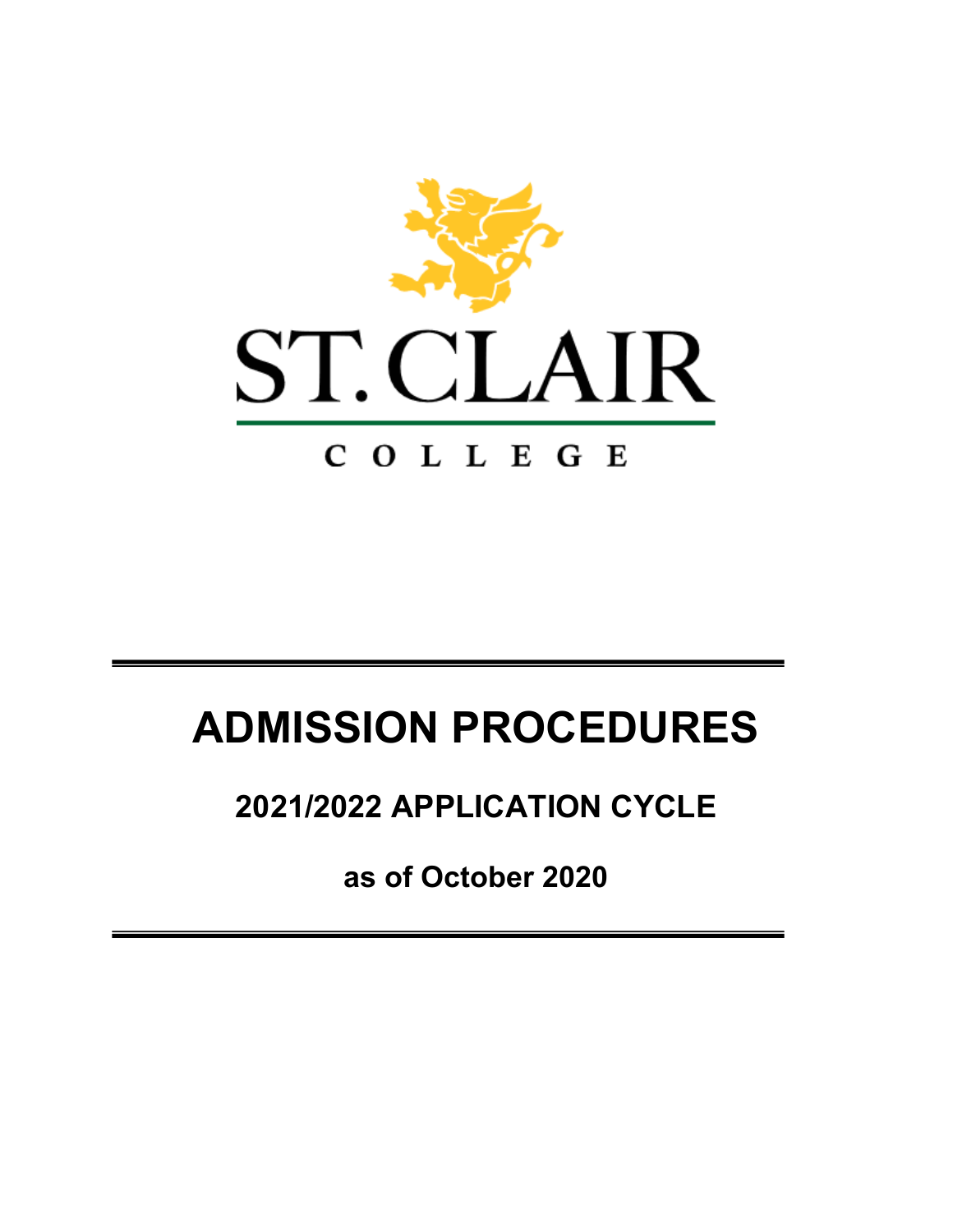ST. CLAIR

COLLEGE

# ADMISSION PROCEDURES

## 2021/2022 APPLICATION CYCLE

**as of October 2020**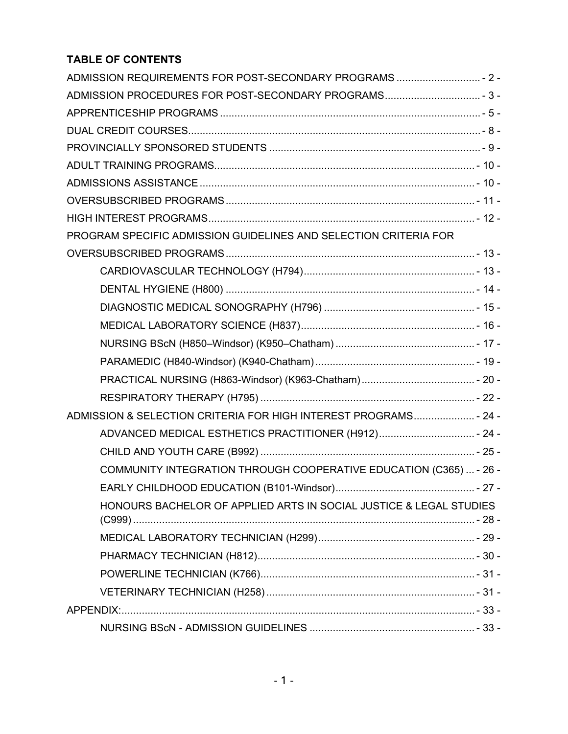# TABLE OF CONTENTS

ADMISSION REQUIREMENTS FOR POST-SECONDARY PROGRAMS ............................. - 2 -
ADMISSION PROCEDURES FOR POST-SECONDARY PROGRAMS................................. - 3 -
APPRENTICESHIP PROGRAMS .......................................................................... - 5 -
DUAL CREDIT COURSES.................................................................................... - 8 -
PROVINCIALLY SPONSORED STUDENTS ......................................................... - 9 -
ADULT TRAINING PROGRAMS........................................................................ - 10 -
ADMISSIONS ASSISTANCE ............................................................................. - 10 -
OVERSUBSCRIBED PROGRAMS ..................................................................... - 11 -
HIGH INTEREST PROGRAMS........................................................................... - 12 -
PROGRAM SPECIFIC ADMISSION GUIDELINES AND SELECTION CRITERIA FOR OVERSUBSCRIBED PROGRAMS ..................................................................... - 13 -

- CARDIOVASCULAR TECHNOLOGY (H794)........................................... - 13 -
- DENTAL HYGIENE (H800) ..................................................................... - 14 -
- DIAGNOSTIC MEDICAL SONOGRAPHY (H796) ................................... - 15 -
- MEDICAL LABORATORY SCIENCE (H837)............................................ - 16 -
- NURSING BScN (H850–Windsor) (K950–Chatham) ................................ - 17 -
- PARAMEDIC (H840-Windsor) (K940-Chatham)....................................... - 19 -
- PRACTICAL NURSING (H863-Windsor) (K963-Chatham) ....................... - 20 -
- RESPIRATORY THERAPY (H795) .......................................................... - 22 -

ADMISSION & SELECTION CRITERIA FOR HIGH INTEREST PROGRAMS..................... - 24 -

- ADVANCED MEDICAL ESTHETICS PRACTITIONER (H912)................................ - 24 -
- CHILD AND YOUTH CARE (B992) ............................................................ - 25 -
- COMMUNITY INTEGRATION THROUGH COOPERATIVE EDUCATION (C365) ... - 26 -
- EARLY CHILDHOOD EDUCATION (B101-Windsor)................................................ - 27 -
- HONOURS BACHELOR OF APPLIED ARTS IN SOCIAL JUSTICE & LEGAL STUDIES (C999) ..................................................................................................... - 28 -
- MEDICAL LABORATORY TECHNICIAN (H299)...................................................... - 29 -
- PHARMACY TECHNICIAN (H812)........................................................................ - 30 -
- POWERLINE TECHNICIAN (K766)........................................................................ - 31 -
- VETERINARY TECHNICIAN (H258) ........................................................................ - 31 -

APPENDIX:.......................................................................................................... - 33 -

- NURSING BScN - ADMISSION GUIDELINES ......................................................... - 33 -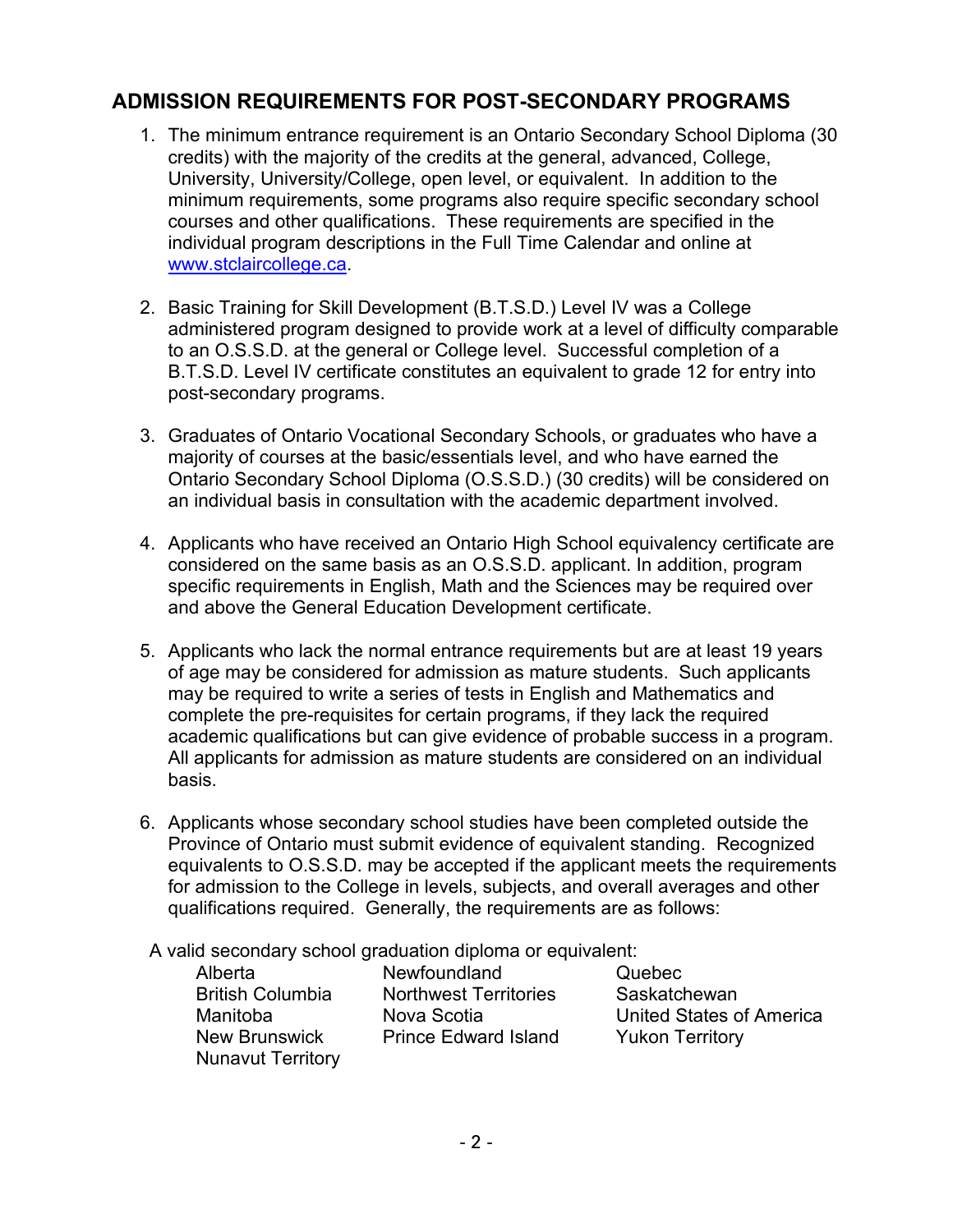## ADMISSION REQUIREMENTS FOR POST-SECONDARY PROGRAMS

1. The minimum entrance requirement is an Ontario Secondary School Diploma (30 credits) with the majority of the credits at the general, advanced, College, University, University/College, open level, or equivalent. In addition to the minimum requirements, some programs also require specific secondary school courses and other qualifications. These requirements are specified in the individual program descriptions in the Full Time Calendar and online at [www.stclaircollege.ca](www.stclaircollege.ca).

2. Basic Training for Skill Development (B.T.S.D.) Level IV was a College administered program designed to provide work at a level of difficulty comparable to an O.S.S.D. at the general or College level. Successful completion of a B.T.S.D. Level IV certificate constitutes an equivalent to grade 12 for entry into post-secondary programs.

3. Graduates of Ontario Vocational Secondary Schools, or graduates who have a majority of courses at the basic/essentials level, and who have earned the Ontario Secondary School Diploma (O.S.S.D.) (30 credits) will be considered on an individual basis in consultation with the academic department involved.

4. Applicants who have received an Ontario High School equivalency certificate are considered on the same basis as an O.S.S.D. applicant. In addition, program specific requirements in English, Math and the Sciences may be required over and above the General Education Development certificate.

5. Applicants who lack the normal entrance requirements but are at least 19 years of age may be considered for admission as mature students. Such applicants may be required to write a series of tests in English and Mathematics and complete the pre-requisites for certain programs, if they lack the required academic qualifications but can give evidence of probable success in a program. All applicants for admission as mature students are considered on an individual basis.

6. Applicants whose secondary school studies have been completed outside the Province of Ontario must submit evidence of equivalent standing. Recognized equivalents to O.S.S.D. may be accepted if the applicant meets the requirements for admission to the College in levels, subjects, and overall averages and other qualifications required. Generally, the requirements are as follows:

A valid secondary school graduation diploma or equivalent:

- Alberta
- British Columbia
- Manitoba
- New Brunswick
- Nunavut Territory
- Newfoundland
- Northwest Territories
- Nova Scotia
- Prince Edward Island
- Quebec
- Saskatchewan
- United States of America
- Yukon Territory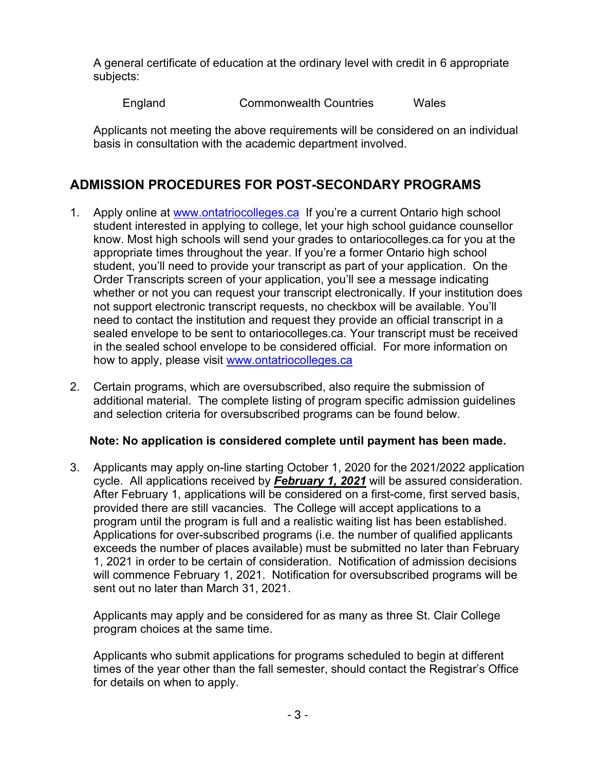A general certificate of education at the ordinary level with credit in 6 appropriate subjects:

England Commonwealth Countries Wales

Applicants not meeting the above requirements will be considered on an individual basis in consultation with the academic department involved.

## ADMISSION PROCEDURES FOR POST-SECONDARY PROGRAMS

1. Apply online at [www.ontatriocolleges.ca](www.ontatriocolleges.ca) If you're a current Ontario high school student interested in applying to college, let your high school guidance counsellor know. Most high schools will send your grades to ontariocolleges.ca for you at the appropriate times throughout the year. If you're a former Ontario high school student, you'll need to provide your transcript as part of your application. On the Order Transcripts screen of your application, you'll see a message indicating whether or not you can request your transcript electronically. If your institution does not support electronic transcript requests, no checkbox will be available. You'll need to contact the institution and request they provide an official transcript in a sealed envelope to be sent to ontariocolleges.ca. Your transcript must be received in the sealed school envelope to be considered official. For more information on how to apply, please visit [www.ontatriocolleges.ca](www.ontatriocolleges.ca)

2. Certain programs, which are oversubscribed, also require the submission of additional material. The complete listing of program specific admission guidelines and selection criteria for oversubscribed programs can be found below.

   **Note: No application is considered complete until payment has been made.**

3. Applicants may apply on-line starting October 1, 2020 for the 2021/2022 application cycle. All applications received by ***February 1, 2021*** will be assured consideration. After February 1, applications will be considered on a first-come, first served basis, provided there are still vacancies. The College will accept applications to a program until the program is full and a realistic waiting list has been established. Applications for over-subscribed programs (i.e. the number of qualified applicants exceeds the number of places available) must be submitted no later than February 1, 2021 in order to be certain of consideration. Notification of admission decisions will commence February 1, 2021. Notification for oversubscribed programs will be sent out no later than March 31, 2021.

   Applicants may apply and be considered for as many as three St. Clair College program choices at the same time.

   Applicants who submit applications for programs scheduled to begin at different times of the year other than the fall semester, should contact the Registrar's Office for details on when to apply.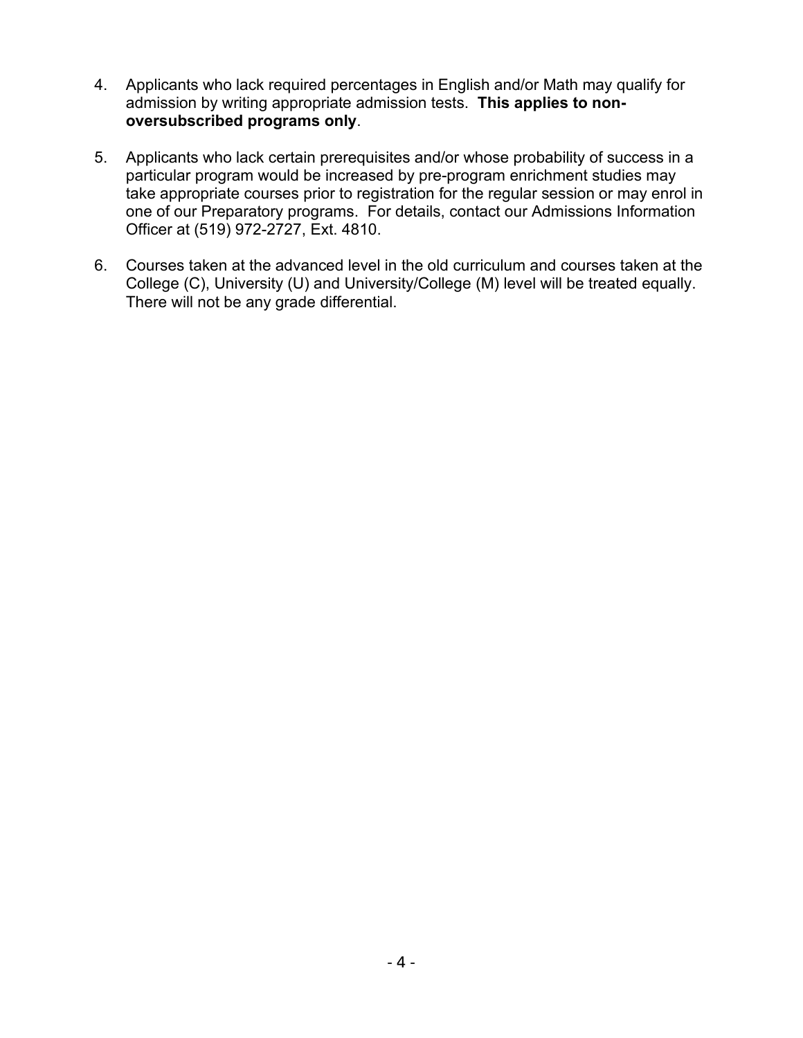4. Applicants who lack required percentages in English and/or Math may qualify for admission by writing appropriate admission tests. **This applies to non-oversubscribed programs only**.

5. Applicants who lack certain prerequisites and/or whose probability of success in a particular program would be increased by pre-program enrichment studies may take appropriate courses prior to registration for the regular session or may enrol in one of our Preparatory programs. For details, contact our Admissions Information Officer at (519) 972-2727, Ext. 4810.

6. Courses taken at the advanced level in the old curriculum and courses taken at the College (C), University (U) and University/College (M) level will be treated equally. There will not be any grade differential.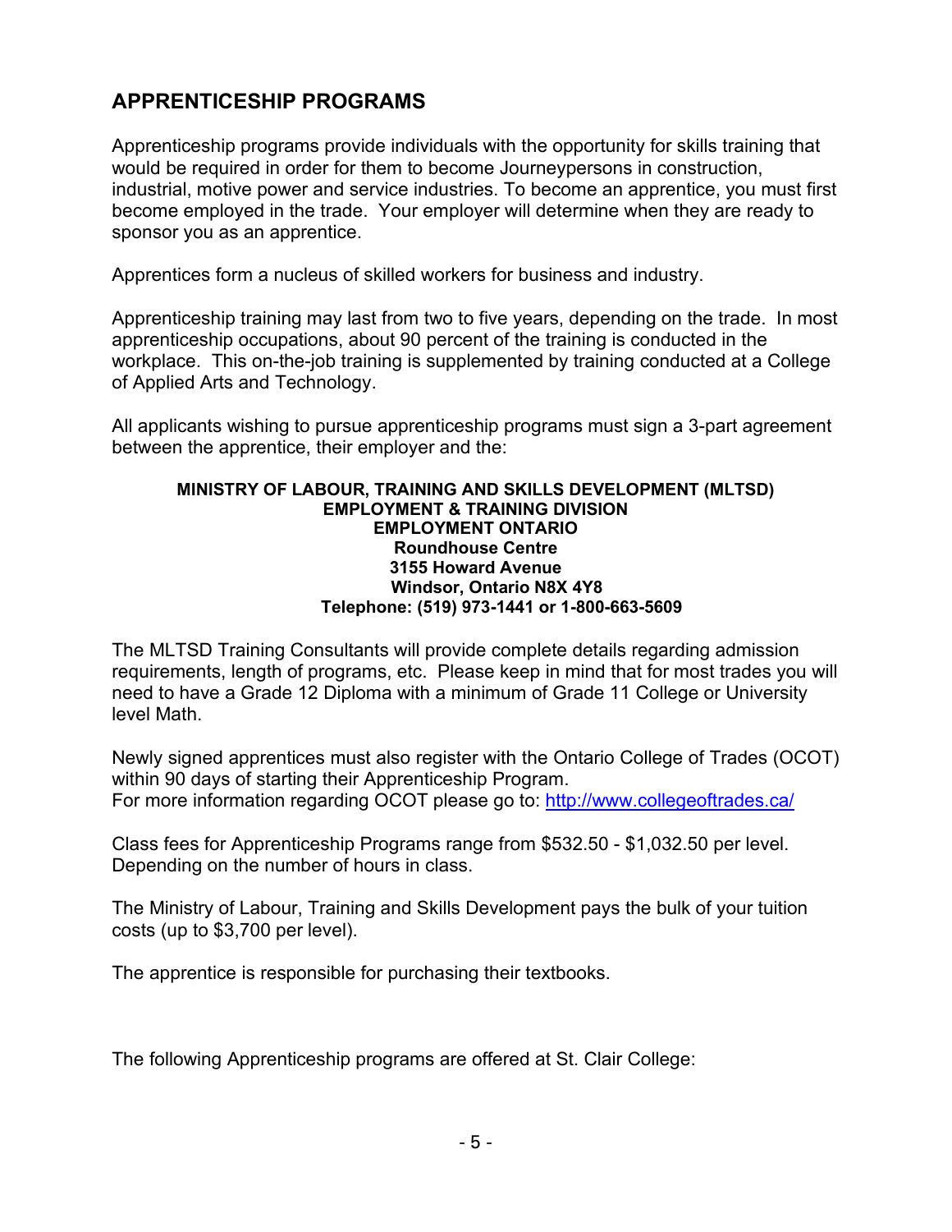## APPRENTICESHIP PROGRAMS

Apprenticeship programs provide individuals with the opportunity for skills training that would be required in order for them to become Journeypersons in construction, industrial, motive power and service industries. To become an apprentice, you must first become employed in the trade. Your employer will determine when they are ready to sponsor you as an apprentice.

Apprentices form a nucleus of skilled workers for business and industry.

Apprenticeship training may last from two to five years, depending on the trade. In most apprenticeship occupations, about 90 percent of the training is conducted in the workplace. This on-the-job training is supplemented by training conducted at a College of Applied Arts and Technology.

All applicants wishing to pursue apprenticeship programs must sign a 3-part agreement between the apprentice, their employer and the:

**MINISTRY OF LABOUR, TRAINING AND SKILLS DEVELOPMENT (MLTSD)**
**EMPLOYMENT & TRAINING DIVISION**
**EMPLOYMENT ONTARIO**
**Roundhouse Centre**
**3155 Howard Avenue**
**Windsor, Ontario N8X 4Y8**
**Telephone: (519) 973-1441 or 1-800-663-5609**

The MLTSD Training Consultants will provide complete details regarding admission requirements, length of programs, etc. Please keep in mind that for most trades you will need to have a Grade 12 Diploma with a minimum of Grade 11 College or University level Math.

Newly signed apprentices must also register with the Ontario College of Trades (OCOT) within 90 days of starting their Apprenticeship Program.
For more information regarding OCOT please go to: http://www.collegeoftrades.ca/

Class fees for Apprenticeship Programs range from $532.50 - $1,032.50 per level. Depending on the number of hours in class.

The Ministry of Labour, Training and Skills Development pays the bulk of your tuition costs (up to $3,700 per level).

The apprentice is responsible for purchasing their textbooks.

The following Apprenticeship programs are offered at St. Clair College: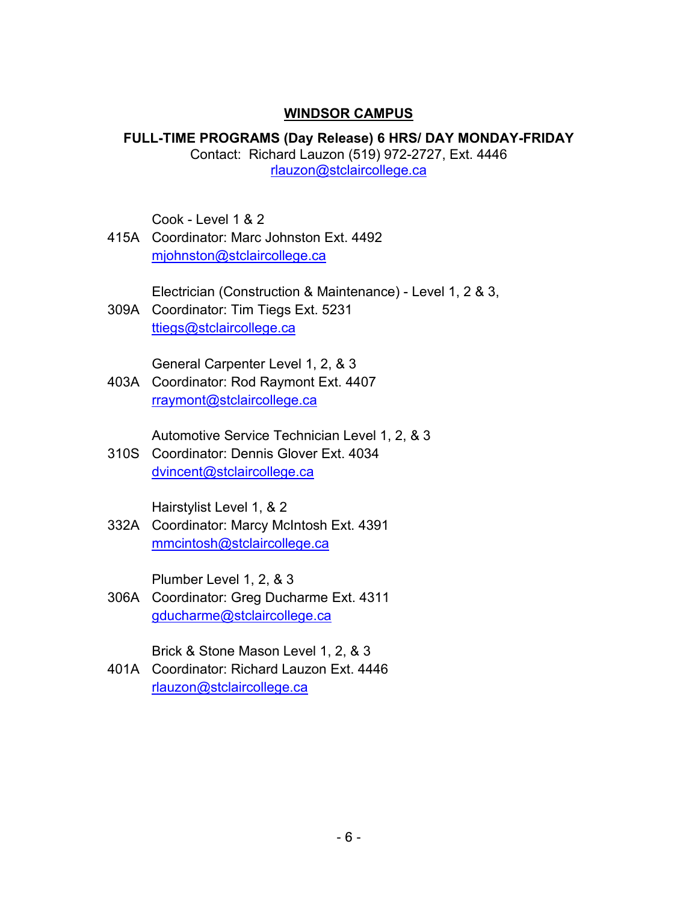## WINDSOR CAMPUS

**FULL-TIME PROGRAMS (Day Release) 6 HRS/ DAY MONDAY-FRIDAY**
Contact: Richard Lauzon (519) 972-2727, Ext. 4446
rlauzon@stclaircollege.ca

Cook - Level 1 & 2
415A Coordinator: Marc Johnston Ext. 4492
mjohnston@stclaircollege.ca

Electrician (Construction & Maintenance) - Level 1, 2 & 3,
309A Coordinator: Tim Tiegs Ext. 5231
ttiegs@stclaircollege.ca

General Carpenter Level 1, 2, & 3
403A Coordinator: Rod Raymont Ext. 4407
rraymont@stclaircollege.ca

Automotive Service Technician Level 1, 2, & 3
310S Coordinator: Dennis Glover Ext. 4034
dvincent@stclaircollege.ca

Hairstylist Level 1, & 2
332A Coordinator: Marcy McIntosh Ext. 4391
mmcintosh@stclaircollege.ca

Plumber Level 1, 2, & 3
306A Coordinator: Greg Ducharme Ext. 4311
gducharme@stclaircollege.ca

Brick & Stone Mason Level 1, 2, & 3
401A Coordinator: Richard Lauzon Ext. 4446
rlauzon@stclaircollege.ca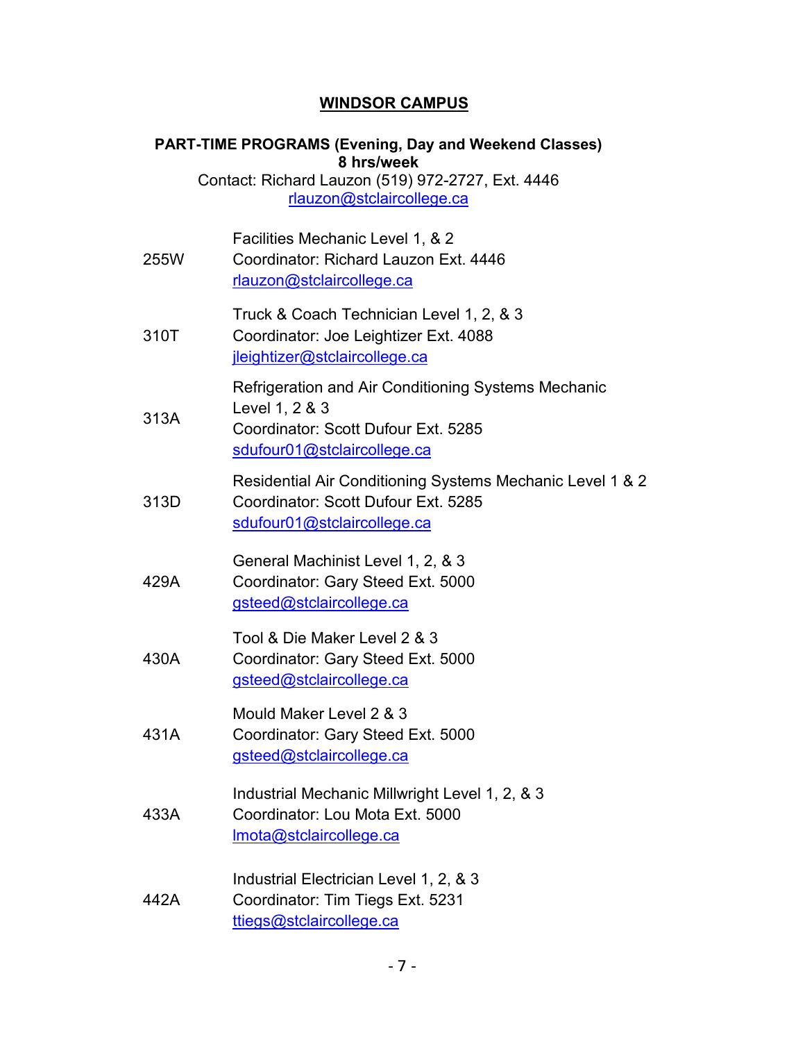## WINDSOR CAMPUS

**PART-TIME PROGRAMS (Evening, Day and Weekend Classes)**
**8 hrs/week**
Contact: Richard Lauzon (519) 972-2727, Ext. 4446
rlauzon@stclaircollege.ca

| | |
|---|---|
| 255W | Facilities Mechanic Level 1, & 2<br>Coordinator: Richard Lauzon Ext. 4446<br>rlauzon@stclaircollege.ca |
| 310T | Truck & Coach Technician Level 1, 2, & 3<br>Coordinator: Joe Leightizer Ext. 4088<br>jleightizer@stclaircollege.ca |
| 313A | Refrigeration and Air Conditioning Systems Mechanic Level 1, 2 & 3<br>Coordinator: Scott Dufour Ext. 5285<br>sdufour01@stclaircollege.ca |
| 313D | Residential Air Conditioning Systems Mechanic Level 1 & 2<br>Coordinator: Scott Dufour Ext. 5285<br>sdufour01@stclaircollege.ca |
| 429A | General Machinist Level 1, 2, & 3<br>Coordinator: Gary Steed Ext. 5000<br>gsteed@stclaircollege.ca |
| 430A | Tool & Die Maker Level 2 & 3<br>Coordinator: Gary Steed Ext. 5000<br>gsteed@stclaircollege.ca |
| 431A | Mould Maker Level 2 & 3<br>Coordinator: Gary Steed Ext. 5000<br>gsteed@stclaircollege.ca |
| 433A | Industrial Mechanic Millwright Level 1, 2, & 3<br>Coordinator: Lou Mota Ext. 5000<br>lmota@stclaircollege.ca |
| 442A | Industrial Electrician Level 1, 2, & 3<br>Coordinator: Tim Tiegs Ext. 5231<br>ttiegs@stclaircollege.ca |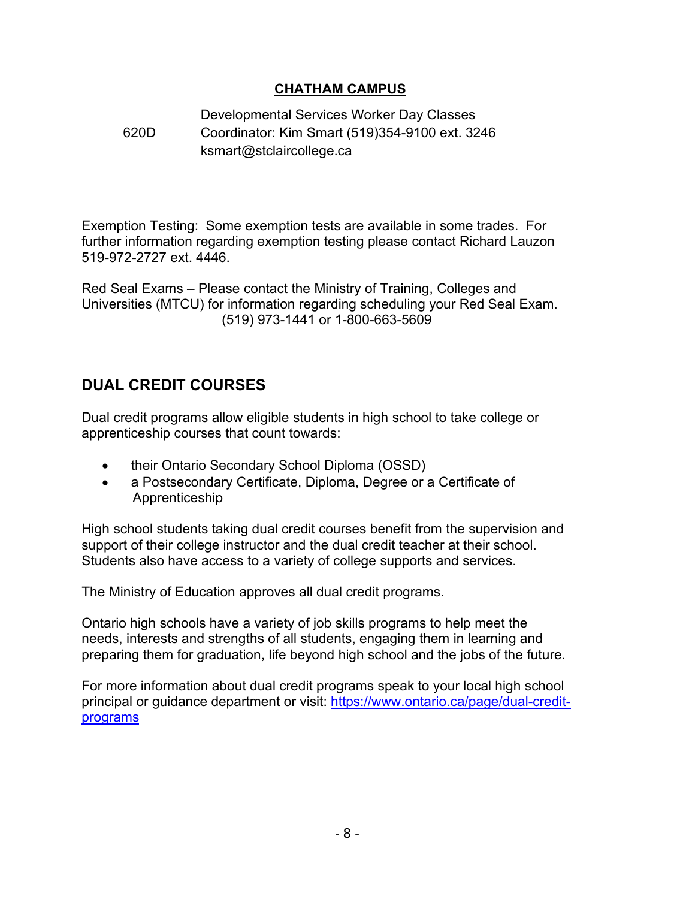**CHATHAM CAMPUS**

| | |
|---|---|
| 620D | Developmental Services Worker Day Classes<br>Coordinator: Kim Smart (519)354-9100 ext. 3246<br>ksmart@stclaircollege.ca |

Exemption Testing: Some exemption tests are available in some trades. For further information regarding exemption testing please contact Richard Lauzon 519-972-2727 ext. 4446.

Red Seal Exams – Please contact the Ministry of Training, Colleges and Universities (MTCU) for information regarding scheduling your Red Seal Exam. (519) 973-1441 or 1-800-663-5609

## DUAL CREDIT COURSES

Dual credit programs allow eligible students in high school to take college or apprenticeship courses that count towards:

- their Ontario Secondary School Diploma (OSSD)
- a Postsecondary Certificate, Diploma, Degree or a Certificate of Apprenticeship

High school students taking dual credit courses benefit from the supervision and support of their college instructor and the dual credit teacher at their school. Students also have access to a variety of college supports and services.

The Ministry of Education approves all dual credit programs.

Ontario high schools have a variety of job skills programs to help meet the needs, interests and strengths of all students, engaging them in learning and preparing them for graduation, life beyond high school and the jobs of the future.

For more information about dual credit programs speak to your local high school principal or guidance department or visit: [https://www.ontario.ca/page/dual-credit-programs](https://www.ontario.ca/page/dual-credit-programs)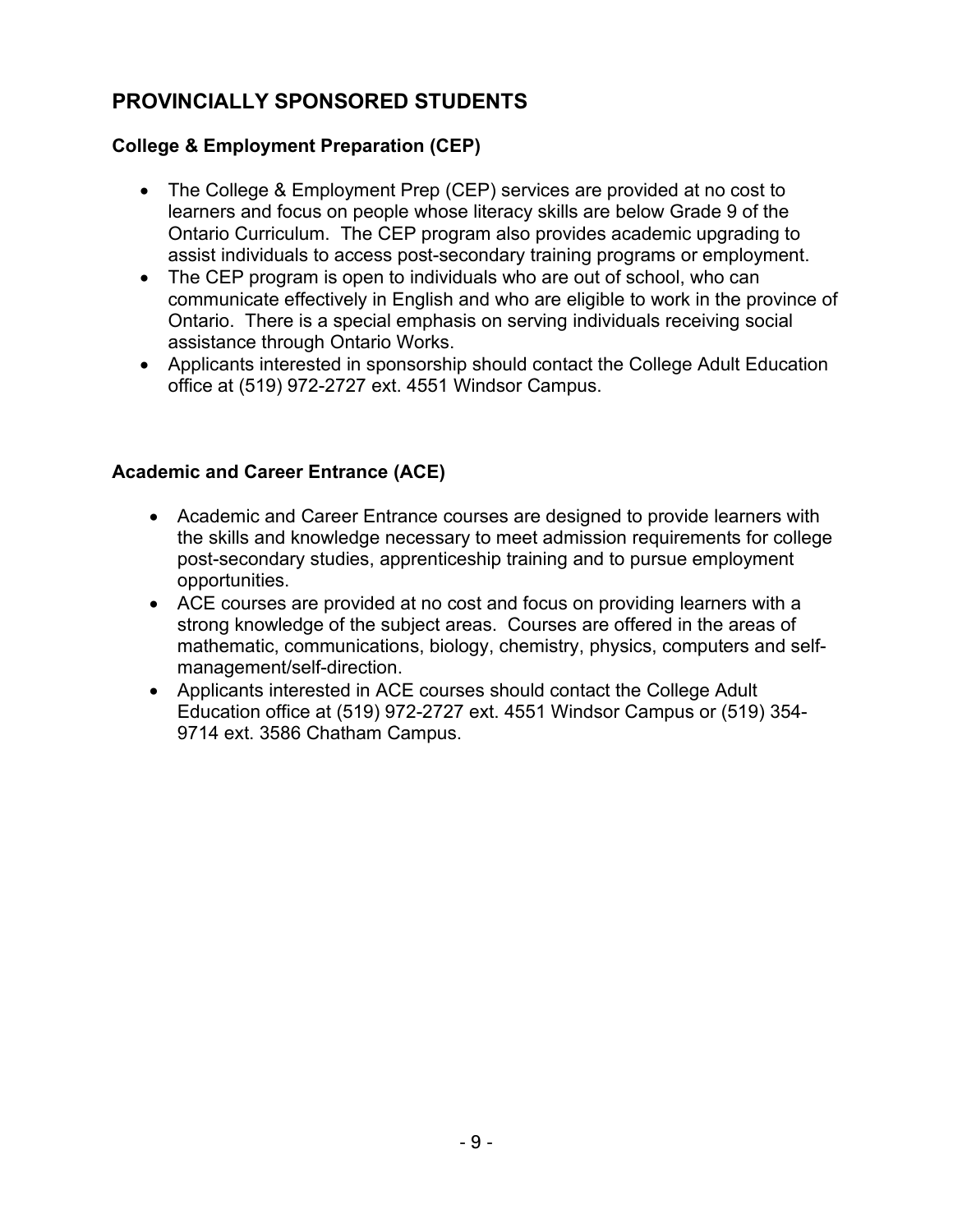## PROVINCIALLY SPONSORED STUDENTS

### College & Employment Preparation (CEP)

- The College & Employment Prep (CEP) services are provided at no cost to learners and focus on people whose literacy skills are below Grade 9 of the Ontario Curriculum. The CEP program also provides academic upgrading to assist individuals to access post-secondary training programs or employment.
- The CEP program is open to individuals who are out of school, who can communicate effectively in English and who are eligible to work in the province of Ontario. There is a special emphasis on serving individuals receiving social assistance through Ontario Works.
- Applicants interested in sponsorship should contact the College Adult Education office at (519) 972-2727 ext. 4551 Windsor Campus.

### Academic and Career Entrance (ACE)

- Academic and Career Entrance courses are designed to provide learners with the skills and knowledge necessary to meet admission requirements for college post-secondary studies, apprenticeship training and to pursue employment opportunities.
- ACE courses are provided at no cost and focus on providing learners with a strong knowledge of the subject areas. Courses are offered in the areas of mathematic, communications, biology, chemistry, physics, computers and self-management/self-direction.
- Applicants interested in ACE courses should contact the College Adult Education office at (519) 972-2727 ext. 4551 Windsor Campus or (519) 354-9714 ext. 3586 Chatham Campus.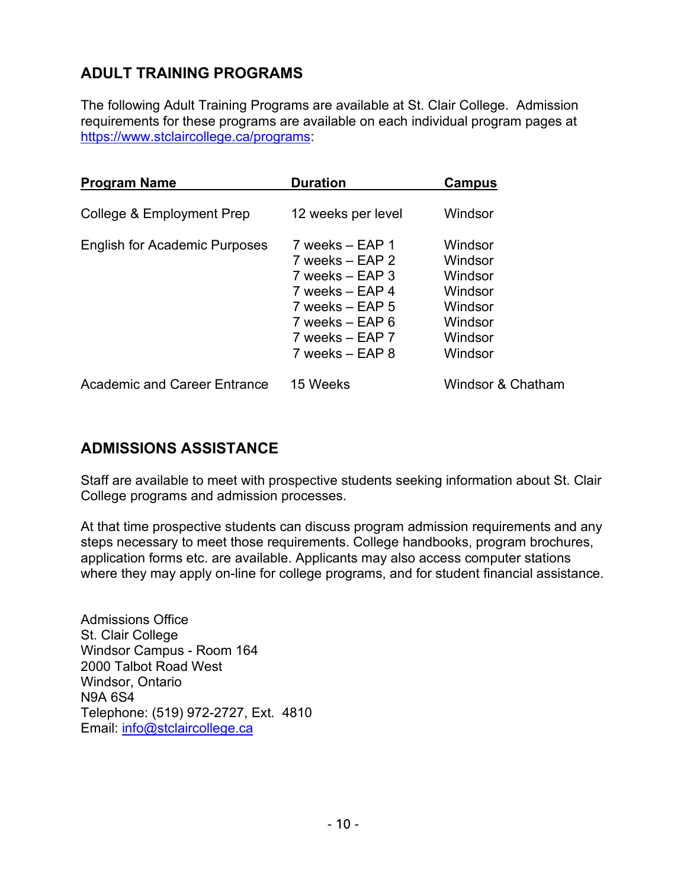## ADULT TRAINING PROGRAMS

The following Adult Training Programs are available at St. Clair College. Admission requirements for these programs are available on each individual program pages at https://www.stclaircollege.ca/programs:

| Program Name | Duration | Campus |
|---|---|---|
| College & Employment Prep | 12 weeks per level | Windsor |
| English for Academic Purposes | 7 weeks – EAP 1 | Windsor |
| | 7 weeks – EAP 2 | Windsor |
| | 7 weeks – EAP 3 | Windsor |
| | 7 weeks – EAP 4 | Windsor |
| | 7 weeks – EAP 5 | Windsor |
| | 7 weeks – EAP 6 | Windsor |
| | 7 weeks – EAP 7 | Windsor |
| | 7 weeks – EAP 8 | Windsor |
| Academic and Career Entrance | 15 Weeks | Windsor & Chatham |

## ADMISSIONS ASSISTANCE

Staff are available to meet with prospective students seeking information about St. Clair College programs and admission processes.

At that time prospective students can discuss program admission requirements and any steps necessary to meet those requirements. College handbooks, program brochures, application forms etc. are available. Applicants may also access computer stations where they may apply on-line for college programs, and for student financial assistance.

Admissions Office
St. Clair College
Windsor Campus - Room 164
2000 Talbot Road West
Windsor, Ontario
N9A 6S4
Telephone: (519) 972-2727, Ext. 4810
Email: info@stclaircollege.ca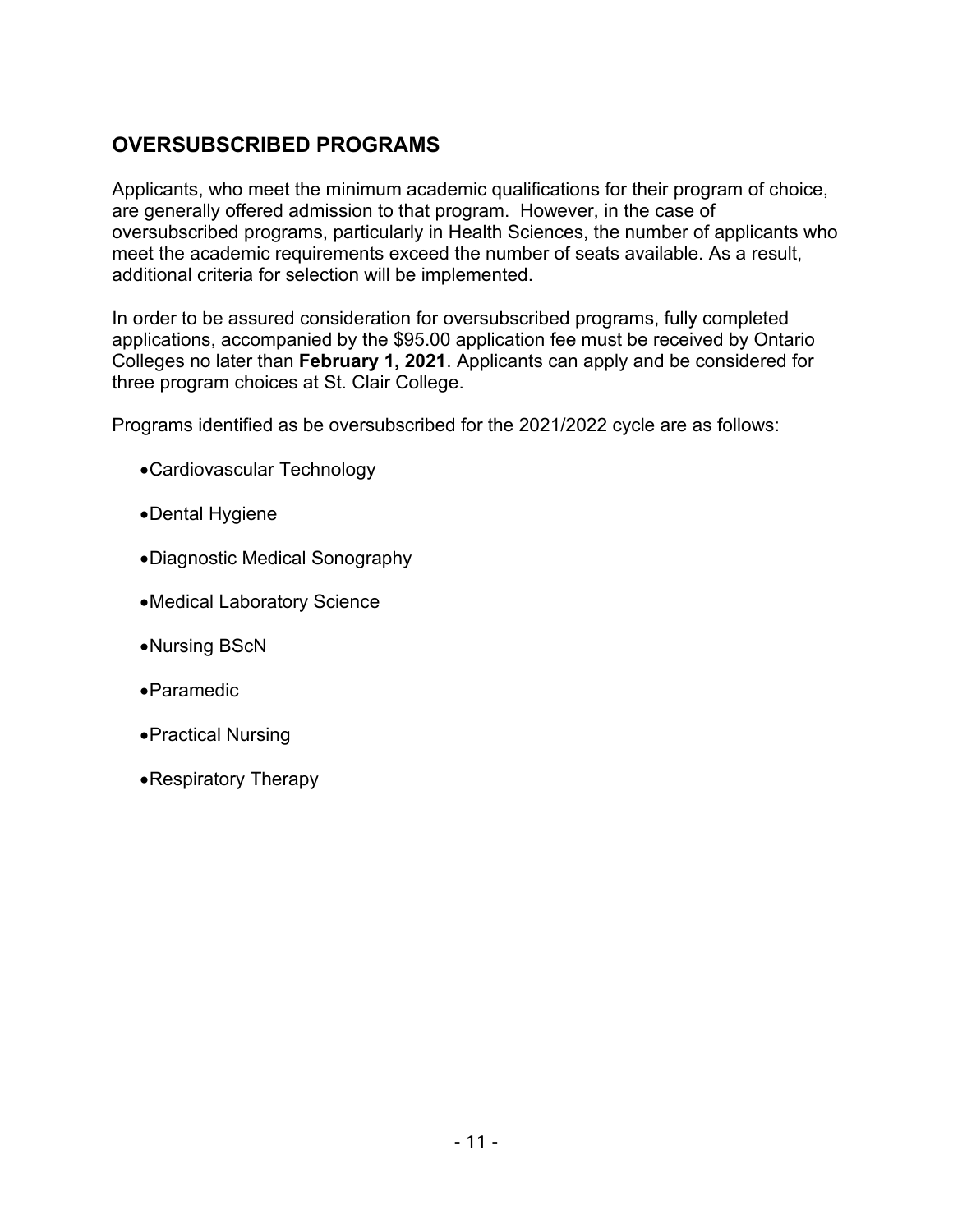## OVERSUBSCRIBED PROGRAMS

Applicants, who meet the minimum academic qualifications for their program of choice, are generally offered admission to that program. However, in the case of oversubscribed programs, particularly in Health Sciences, the number of applicants who meet the academic requirements exceed the number of seats available. As a result, additional criteria for selection will be implemented.

In order to be assured consideration for oversubscribed programs, fully completed applications, accompanied by the $95.00 application fee must be received by Ontario Colleges no later than **February 1, 2021**. Applicants can apply and be considered for three program choices at St. Clair College.

Programs identified as be oversubscribed for the 2021/2022 cycle are as follows:

- Cardiovascular Technology
- Dental Hygiene
- Diagnostic Medical Sonography
- Medical Laboratory Science
- Nursing BScN
- Paramedic
- Practical Nursing
- Respiratory Therapy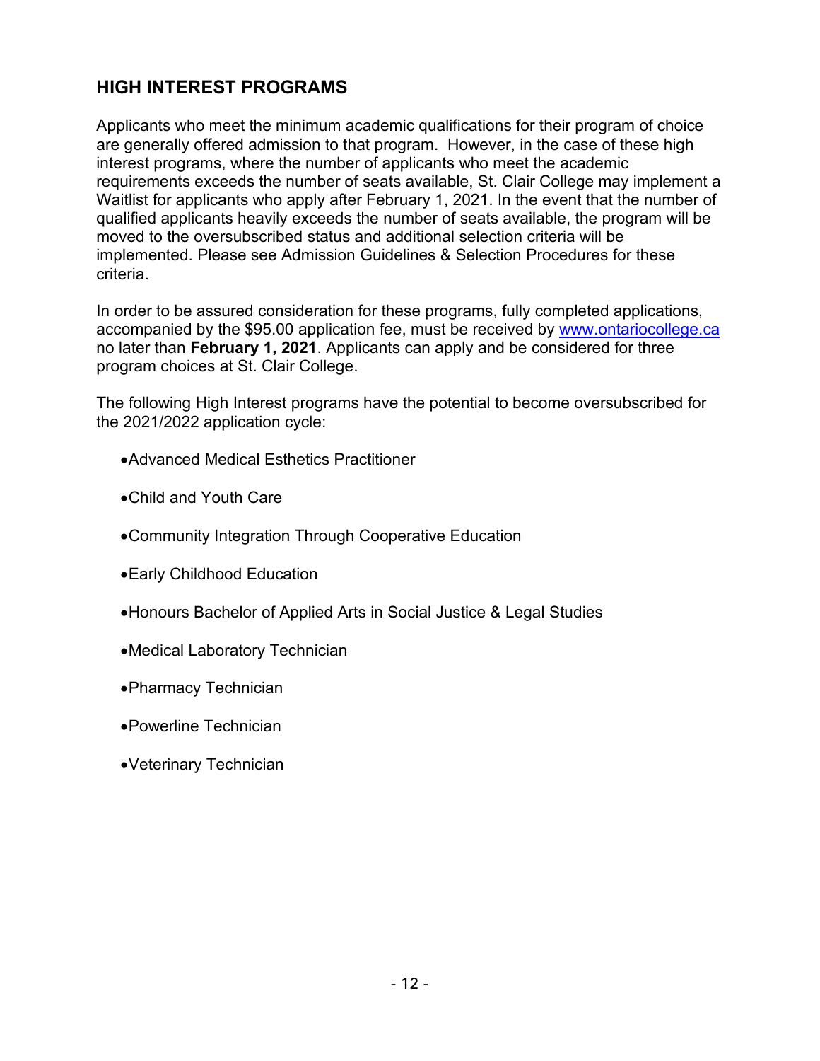## HIGH INTEREST PROGRAMS

Applicants who meet the minimum academic qualifications for their program of choice are generally offered admission to that program. However, in the case of these high interest programs, where the number of applicants who meet the academic requirements exceeds the number of seats available, St. Clair College may implement a Waitlist for applicants who apply after February 1, 2021. In the event that the number of qualified applicants heavily exceeds the number of seats available, the program will be moved to the oversubscribed status and additional selection criteria will be implemented. Please see Admission Guidelines & Selection Procedures for these criteria.

In order to be assured consideration for these programs, fully completed applications, accompanied by the $95.00 application fee, must be received by [www.ontariocollege.ca](http://www.ontariocollege.ca) no later than **February 1, 2021**. Applicants can apply and be considered for three program choices at St. Clair College.

The following High Interest programs have the potential to become oversubscribed for the 2021/2022 application cycle:

- Advanced Medical Esthetics Practitioner
- Child and Youth Care
- Community Integration Through Cooperative Education
- Early Childhood Education
- Honours Bachelor of Applied Arts in Social Justice & Legal Studies
- Medical Laboratory Technician
- Pharmacy Technician
- Powerline Technician
- Veterinary Technician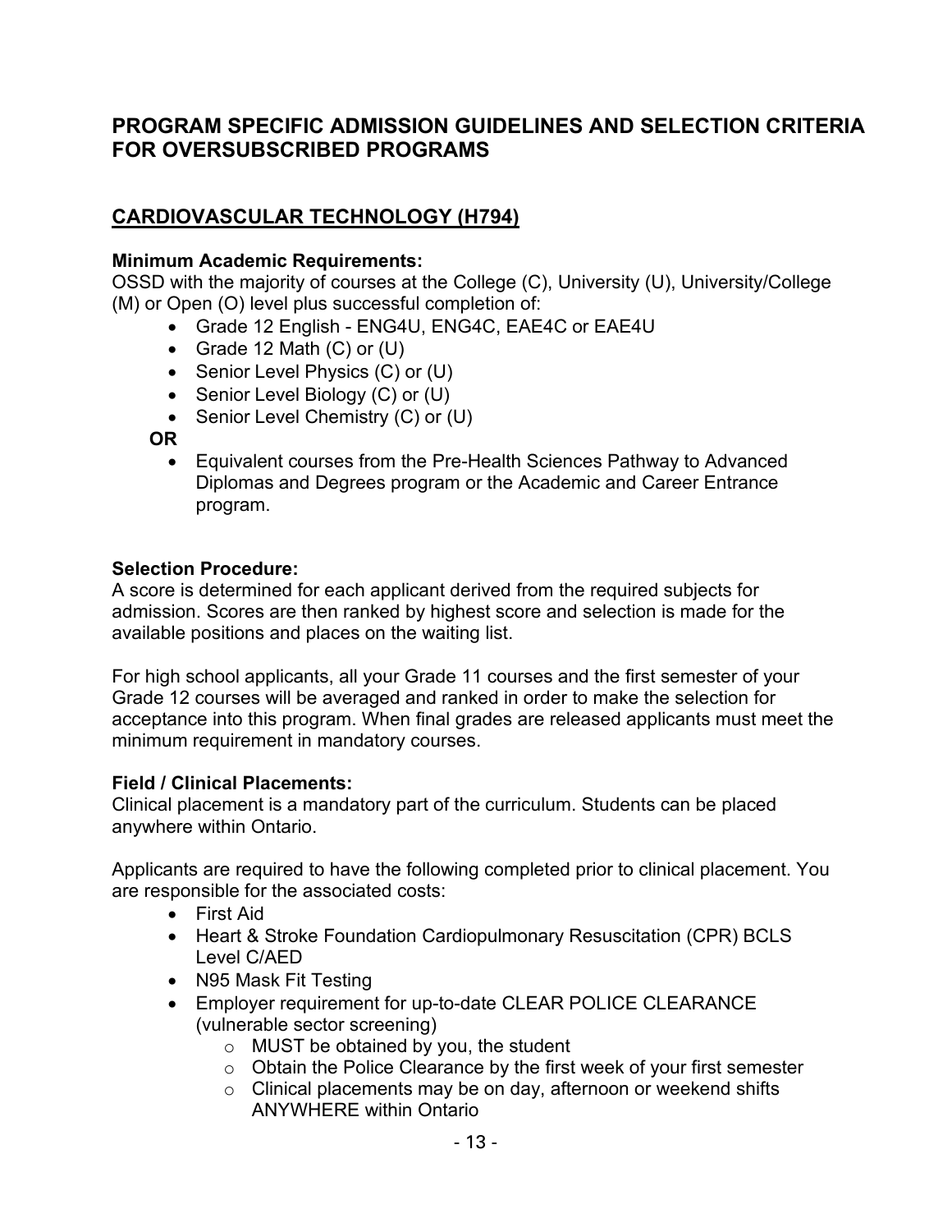## PROGRAM SPECIFIC ADMISSION GUIDELINES AND SELECTION CRITERIA FOR OVERSUBSCRIBED PROGRAMS

### CARDIOVASCULAR TECHNOLOGY (H794)

**Minimum Academic Requirements:**
OSSD with the majority of courses at the College (C), University (U), University/College (M) or Open (O) level plus successful completion of:

- Grade 12 English - ENG4U, ENG4C, EAE4C or EAE4U
- Grade 12 Math (C) or (U)
- Senior Level Physics (C) or (U)
- Senior Level Biology (C) or (U)
- Senior Level Chemistry (C) or (U)

**OR**

- Equivalent courses from the Pre-Health Sciences Pathway to Advanced Diplomas and Degrees program or the Academic and Career Entrance program.

**Selection Procedure:**
A score is determined for each applicant derived from the required subjects for admission. Scores are then ranked by highest score and selection is made for the available positions and places on the waiting list.

For high school applicants, all your Grade 11 courses and the first semester of your Grade 12 courses will be averaged and ranked in order to make the selection for acceptance into this program. When final grades are released applicants must meet the minimum requirement in mandatory courses.

**Field / Clinical Placements:**
Clinical placement is a mandatory part of the curriculum. Students can be placed anywhere within Ontario.

Applicants are required to have the following completed prior to clinical placement. You are responsible for the associated costs:

- First Aid
- Heart & Stroke Foundation Cardiopulmonary Resuscitation (CPR) BCLS Level C/AED
- N95 Mask Fit Testing
- Employer requirement for up-to-date CLEAR POLICE CLEARANCE (vulnerable sector screening)
  - MUST be obtained by you, the student
  - Obtain the Police Clearance by the first week of your first semester
  - Clinical placements may be on day, afternoon or weekend shifts ANYWHERE within Ontario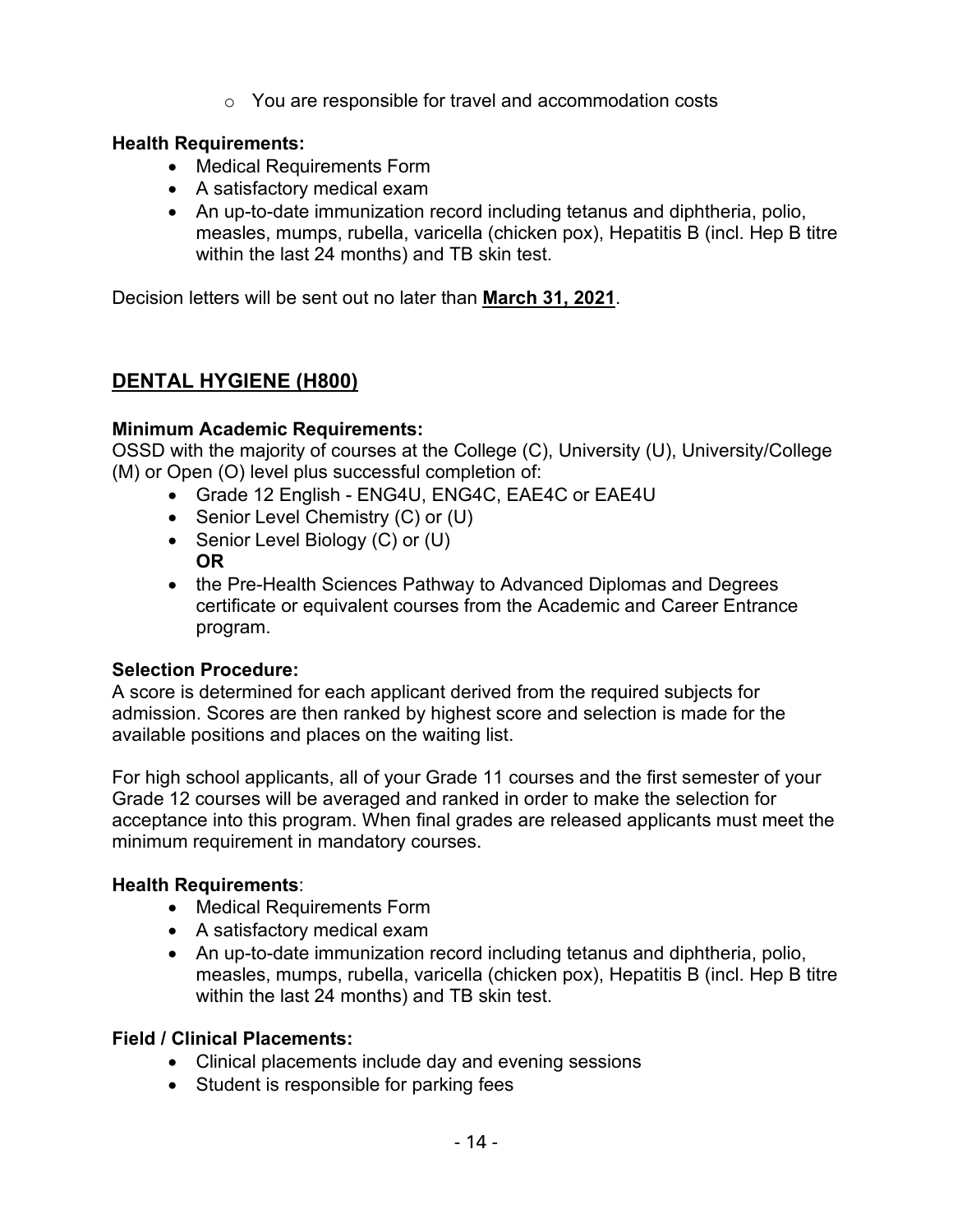- You are responsible for travel and accommodation costs

**Health Requirements:**

- Medical Requirements Form
- A satisfactory medical exam
- An up-to-date immunization record including tetanus and diphtheria, polio, measles, mumps, rubella, varicella (chicken pox), Hepatitis B (incl. Hep B titre within the last 24 months) and TB skin test.

Decision letters will be sent out no later than **March 31, 2021**.

## DENTAL HYGIENE (H800)

**Minimum Academic Requirements:**
OSSD with the majority of courses at the College (C), University (U), University/College (M) or Open (O) level plus successful completion of:

- Grade 12 English - ENG4U, ENG4C, EAE4C or EAE4U
- Senior Level Chemistry (C) or (U)
- Senior Level Biology (C) or (U)
  **OR**
- the Pre-Health Sciences Pathway to Advanced Diplomas and Degrees certificate or equivalent courses from the Academic and Career Entrance program.

**Selection Procedure:**
A score is determined for each applicant derived from the required subjects for admission. Scores are then ranked by highest score and selection is made for the available positions and places on the waiting list.

For high school applicants, all of your Grade 11 courses and the first semester of your Grade 12 courses will be averaged and ranked in order to make the selection for acceptance into this program. When final grades are released applicants must meet the minimum requirement in mandatory courses.

**Health Requirements**:

- Medical Requirements Form
- A satisfactory medical exam
- An up-to-date immunization record including tetanus and diphtheria, polio, measles, mumps, rubella, varicella (chicken pox), Hepatitis B (incl. Hep B titre within the last 24 months) and TB skin test.

**Field / Clinical Placements:**

- Clinical placements include day and evening sessions
- Student is responsible for parking fees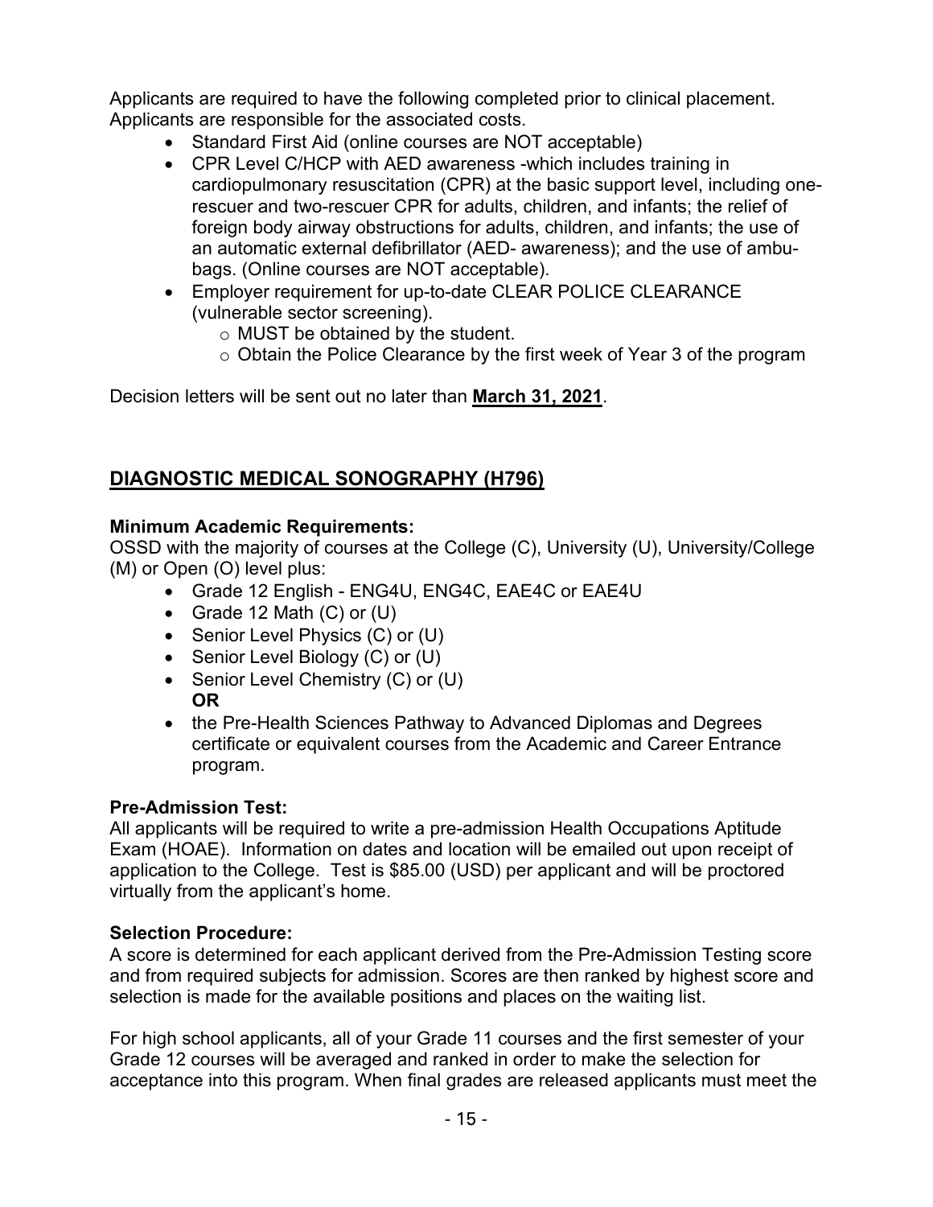Applicants are required to have the following completed prior to clinical placement. Applicants are responsible for the associated costs.

- Standard First Aid (online courses are NOT acceptable)
- CPR Level C/HCP with AED awareness -which includes training in cardiopulmonary resuscitation (CPR) at the basic support level, including one-rescuer and two-rescuer CPR for adults, children, and infants; the relief of foreign body airway obstructions for adults, children, and infants; the use of an automatic external defibrillator (AED- awareness); and the use of ambu-bags. (Online courses are NOT acceptable).
- Employer requirement for up-to-date CLEAR POLICE CLEARANCE (vulnerable sector screening).
  - MUST be obtained by the student.
  - Obtain the Police Clearance by the first week of Year 3 of the program

Decision letters will be sent out no later than **March 31, 2021**.

## DIAGNOSTIC MEDICAL SONOGRAPHY (H796)

**Minimum Academic Requirements:**
OSSD with the majority of courses at the College (C), University (U), University/College (M) or Open (O) level plus:

- Grade 12 English - ENG4U, ENG4C, EAE4C or EAE4U
- Grade 12 Math (C) or (U)
- Senior Level Physics (C) or (U)
- Senior Level Biology (C) or (U)
- Senior Level Chemistry (C) or (U)
  **OR**
- the Pre-Health Sciences Pathway to Advanced Diplomas and Degrees certificate or equivalent courses from the Academic and Career Entrance program.

**Pre-Admission Test:**
All applicants will be required to write a pre-admission Health Occupations Aptitude Exam (HOAE). Information on dates and location will be emailed out upon receipt of application to the College. Test is $85.00 (USD) per applicant and will be proctored virtually from the applicant's home.

**Selection Procedure:**
A score is determined for each applicant derived from the Pre-Admission Testing score and from required subjects for admission. Scores are then ranked by highest score and selection is made for the available positions and places on the waiting list.

For high school applicants, all of your Grade 11 courses and the first semester of your Grade 12 courses will be averaged and ranked in order to make the selection for acceptance into this program. When final grades are released applicants must meet the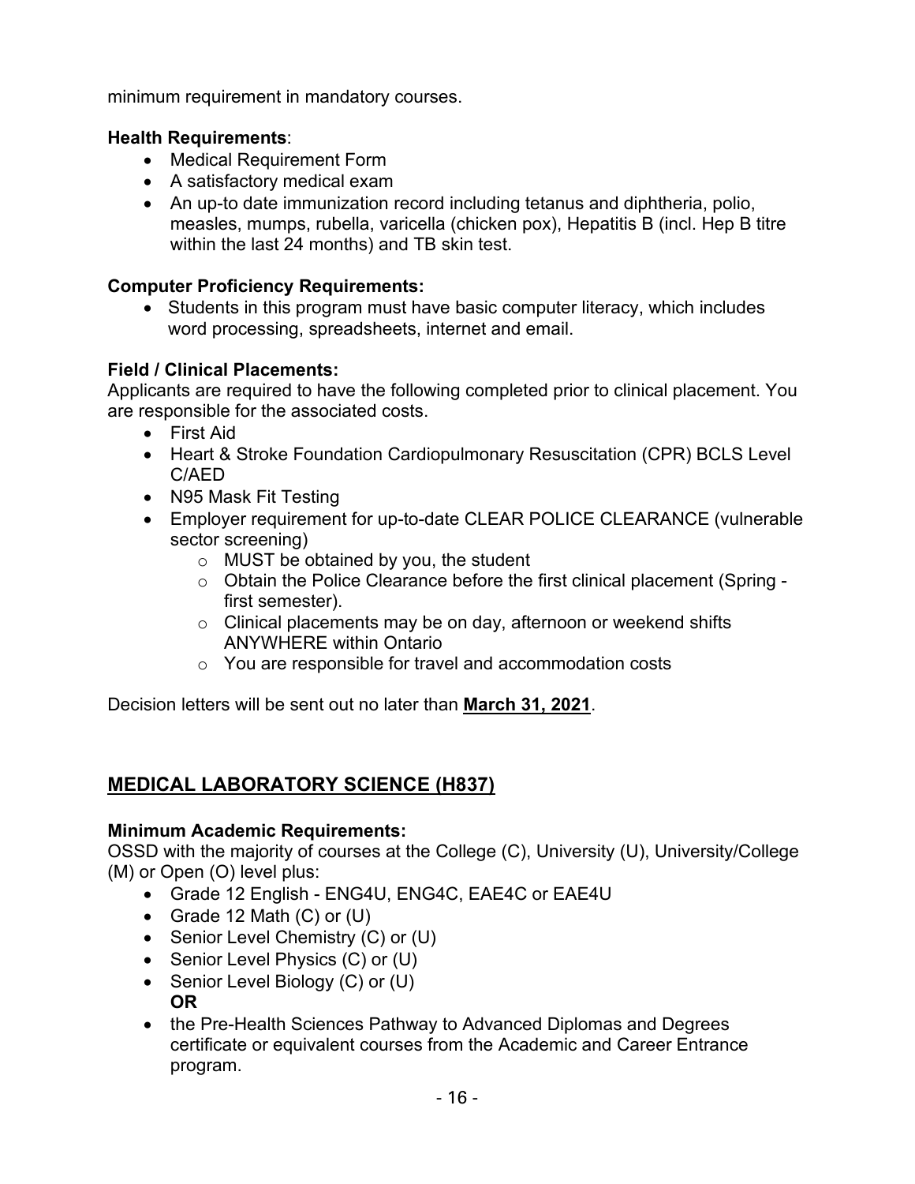minimum requirement in mandatory courses.

**Health Requirements**:

- Medical Requirement Form
- A satisfactory medical exam
- An up-to date immunization record including tetanus and diphtheria, polio, measles, mumps, rubella, varicella (chicken pox), Hepatitis B (incl. Hep B titre within the last 24 months) and TB skin test.

**Computer Proficiency Requirements:**

- Students in this program must have basic computer literacy, which includes word processing, spreadsheets, internet and email.

**Field / Clinical Placements:**

Applicants are required to have the following completed prior to clinical placement. You are responsible for the associated costs.

- First Aid
- Heart & Stroke Foundation Cardiopulmonary Resuscitation (CPR) BCLS Level C/AED
- N95 Mask Fit Testing
- Employer requirement for up-to-date CLEAR POLICE CLEARANCE (vulnerable sector screening)
    - MUST be obtained by you, the student
    - Obtain the Police Clearance before the first clinical placement (Spring - first semester).
    - Clinical placements may be on day, afternoon or weekend shifts ANYWHERE within Ontario
    - You are responsible for travel and accommodation costs

Decision letters will be sent out no later than **March 31, 2021**.

## MEDICAL LABORATORY SCIENCE (H837)

**Minimum Academic Requirements:**

OSSD with the majority of courses at the College (C), University (U), University/College (M) or Open (O) level plus:

- Grade 12 English - ENG4U, ENG4C, EAE4C or EAE4U
- Grade 12 Math (C) or (U)
- Senior Level Chemistry (C) or (U)
- Senior Level Physics (C) or (U)
- Senior Level Biology (C) or (U)
  **OR**
- the Pre-Health Sciences Pathway to Advanced Diplomas and Degrees certificate or equivalent courses from the Academic and Career Entrance program.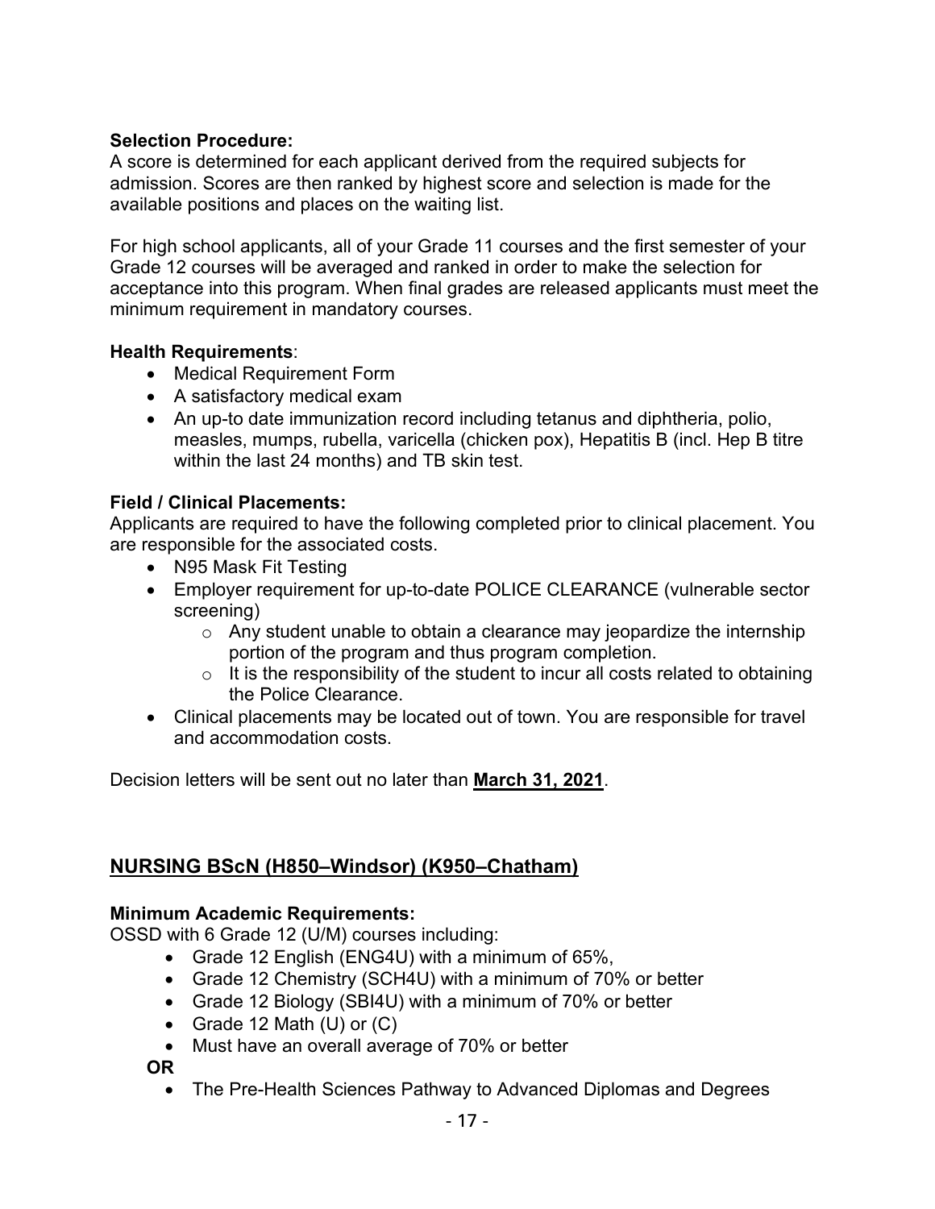**Selection Procedure:**
A score is determined for each applicant derived from the required subjects for admission. Scores are then ranked by highest score and selection is made for the available positions and places on the waiting list.

For high school applicants, all of your Grade 11 courses and the first semester of your Grade 12 courses will be averaged and ranked in order to make the selection for acceptance into this program. When final grades are released applicants must meet the minimum requirement in mandatory courses.

**Health Requirements**:

- Medical Requirement Form
- A satisfactory medical exam
- An up-to date immunization record including tetanus and diphtheria, polio, measles, mumps, rubella, varicella (chicken pox), Hepatitis B (incl. Hep B titre within the last 24 months) and TB skin test.

**Field / Clinical Placements:**
Applicants are required to have the following completed prior to clinical placement. You are responsible for the associated costs.

- N95 Mask Fit Testing
- Employer requirement for up-to-date POLICE CLEARANCE (vulnerable sector screening)
  - Any student unable to obtain a clearance may jeopardize the internship portion of the program and thus program completion.
  - It is the responsibility of the student to incur all costs related to obtaining the Police Clearance.
- Clinical placements may be located out of town. You are responsible for travel and accommodation costs.

Decision letters will be sent out no later than **March 31, 2021**.

## NURSING BScN (H850–Windsor) (K950–Chatham)

**Minimum Academic Requirements:**
OSSD with 6 Grade 12 (U/M) courses including:

- Grade 12 English (ENG4U) with a minimum of 65%,
- Grade 12 Chemistry (SCH4U) with a minimum of 70% or better
- Grade 12 Biology (SBI4U) with a minimum of 70% or better
- Grade 12 Math (U) or (C)
- Must have an overall average of 70% or better

**OR**

- The Pre-Health Sciences Pathway to Advanced Diplomas and Degrees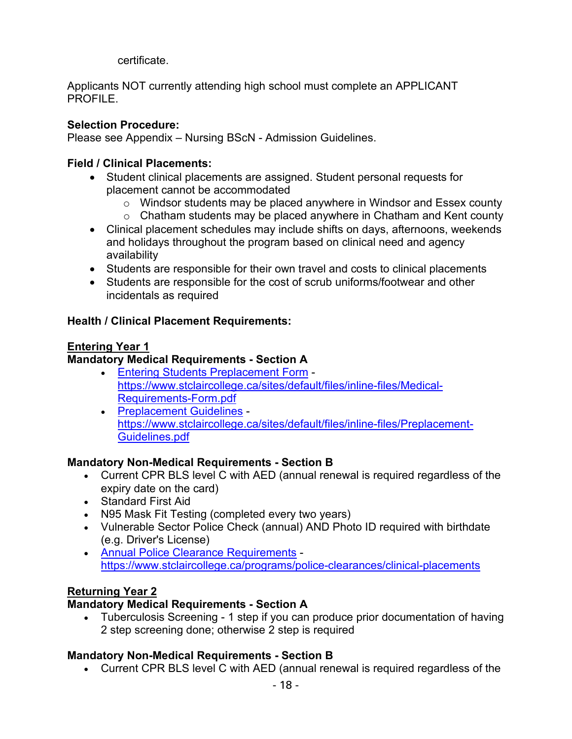certificate.

Applicants NOT currently attending high school must complete an APPLICANT PROFILE.

**Selection Procedure:**
Please see Appendix – Nursing BScN - Admission Guidelines.

**Field / Clinical Placements:**

- Student clinical placements are assigned. Student personal requests for placement cannot be accommodated
  - Windsor students may be placed anywhere in Windsor and Essex county
  - Chatham students may be placed anywhere in Chatham and Kent county
- Clinical placement schedules may include shifts on days, afternoons, weekends and holidays throughout the program based on clinical need and agency availability
- Students are responsible for their own travel and costs to clinical placements
- Students are responsible for the cost of scrub uniforms/footwear and other incidentals as required

**Health / Clinical Placement Requirements:**

**Entering Year 1**

**Mandatory Medical Requirements - Section A**

- [Entering Students Preplacement Form](https://www.stclaircollege.ca/sites/default/files/inline-files/Medical-Requirements-Form.pdf) - https://www.stclaircollege.ca/sites/default/files/inline-files/Medical-Requirements-Form.pdf
- [Preplacement Guidelines](https://www.stclaircollege.ca/sites/default/files/inline-files/Preplacement-Guidelines.pdf) - https://www.stclaircollege.ca/sites/default/files/inline-files/Preplacement-Guidelines.pdf

**Mandatory Non-Medical Requirements - Section B**

- Current CPR BLS level C with AED (annual renewal is required regardless of the expiry date on the card)
- Standard First Aid
- N95 Mask Fit Testing (completed every two years)
- Vulnerable Sector Police Check (annual) AND Photo ID required with birthdate (e.g. Driver's License)
- [Annual Police Clearance Requirements](https://www.stclaircollege.ca/programs/police-clearances/clinical-placements) - https://www.stclaircollege.ca/programs/police-clearances/clinical-placements

**Returning Year 2**

**Mandatory Medical Requirements - Section A**

- Tuberculosis Screening - 1 step if you can produce prior documentation of having 2 step screening done; otherwise 2 step is required

**Mandatory Non-Medical Requirements - Section B**

- Current CPR BLS level C with AED (annual renewal is required regardless of the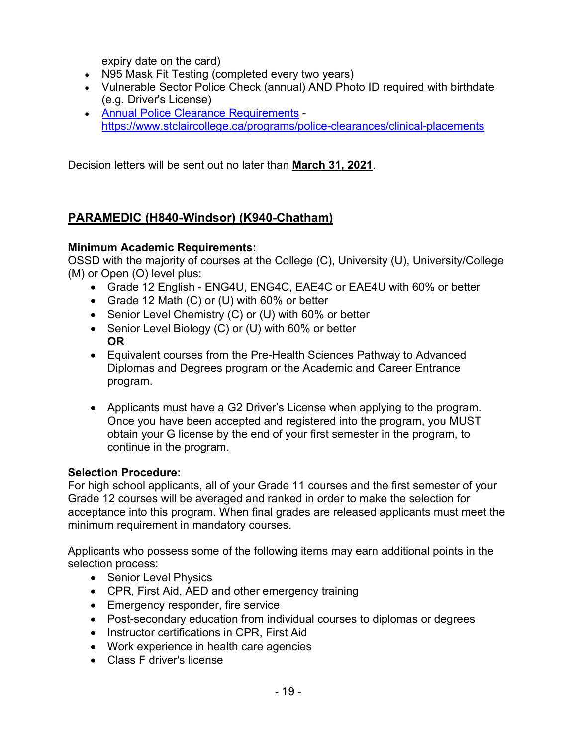expiry date on the card)

- N95 Mask Fit Testing (completed every two years)
- Vulnerable Sector Police Check (annual) AND Photo ID required with birthdate (e.g. Driver's License)
- [Annual Police Clearance Requirements](https://www.stclaircollege.ca/programs/police-clearances/clinical-placements) - https://www.stclaircollege.ca/programs/police-clearances/clinical-placements

Decision letters will be sent out no later than **March 31, 2021**.

## PARAMEDIC (H840-Windsor) (K940-Chatham)

**Minimum Academic Requirements:**
OSSD with the majority of courses at the College (C), University (U), University/College (M) or Open (O) level plus:

- Grade 12 English - ENG4U, ENG4C, EAE4C or EAE4U with 60% or better
- Grade 12 Math (C) or (U) with 60% or better
- Senior Level Chemistry (C) or (U) with 60% or better
- Senior Level Biology (C) or (U) with 60% or better
  **OR**
- Equivalent courses from the Pre-Health Sciences Pathway to Advanced Diplomas and Degrees program or the Academic and Career Entrance program.

- Applicants must have a G2 Driver's License when applying to the program. Once you have been accepted and registered into the program, you MUST obtain your G license by the end of your first semester in the program, to continue in the program.

**Selection Procedure:**
For high school applicants, all of your Grade 11 courses and the first semester of your Grade 12 courses will be averaged and ranked in order to make the selection for acceptance into this program. When final grades are released applicants must meet the minimum requirement in mandatory courses.

Applicants who possess some of the following items may earn additional points in the selection process:

- Senior Level Physics
- CPR, First Aid, AED and other emergency training
- Emergency responder, fire service
- Post-secondary education from individual courses to diplomas or degrees
- Instructor certifications in CPR, First Aid
- Work experience in health care agencies
- Class F driver's license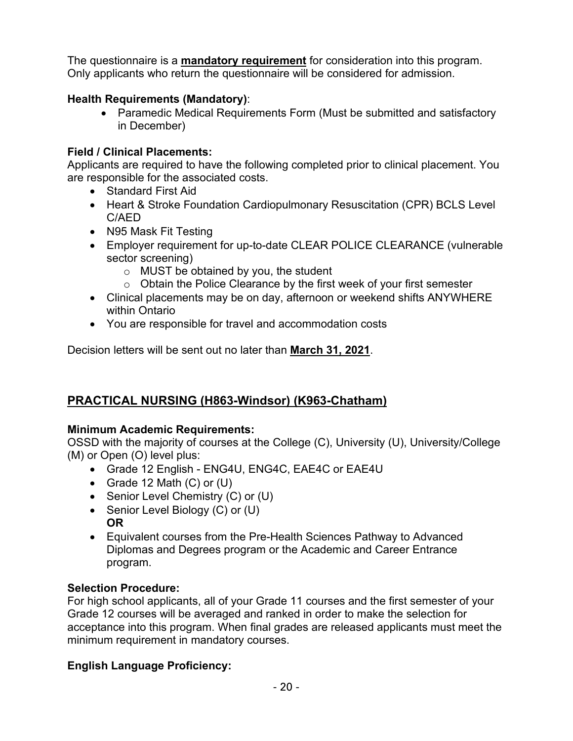The questionnaire is a **mandatory requirement** for consideration into this program. Only applicants who return the questionnaire will be considered for admission.

**Health Requirements (Mandatory)**:

- Paramedic Medical Requirements Form (Must be submitted and satisfactory in December)

**Field / Clinical Placements:**

Applicants are required to have the following completed prior to clinical placement. You are responsible for the associated costs.

- Standard First Aid
- Heart & Stroke Foundation Cardiopulmonary Resuscitation (CPR) BCLS Level C/AED
- N95 Mask Fit Testing
- Employer requirement for up-to-date CLEAR POLICE CLEARANCE (vulnerable sector screening)
  - MUST be obtained by you, the student
  - Obtain the Police Clearance by the first week of your first semester
- Clinical placements may be on day, afternoon or weekend shifts ANYWHERE within Ontario
- You are responsible for travel and accommodation costs

Decision letters will be sent out no later than **March 31, 2021**.

## PRACTICAL NURSING (H863-Windsor) (K963-Chatham)

**Minimum Academic Requirements:**

OSSD with the majority of courses at the College (C), University (U), University/College (M) or Open (O) level plus:

- Grade 12 English - ENG4U, ENG4C, EAE4C or EAE4U
- Grade 12 Math (C) or (U)
- Senior Level Chemistry (C) or (U)
- Senior Level Biology (C) or (U)
  **OR**
- Equivalent courses from the Pre-Health Sciences Pathway to Advanced Diplomas and Degrees program or the Academic and Career Entrance program.

**Selection Procedure:**

For high school applicants, all of your Grade 11 courses and the first semester of your Grade 12 courses will be averaged and ranked in order to make the selection for acceptance into this program. When final grades are released applicants must meet the minimum requirement in mandatory courses.

**English Language Proficiency:**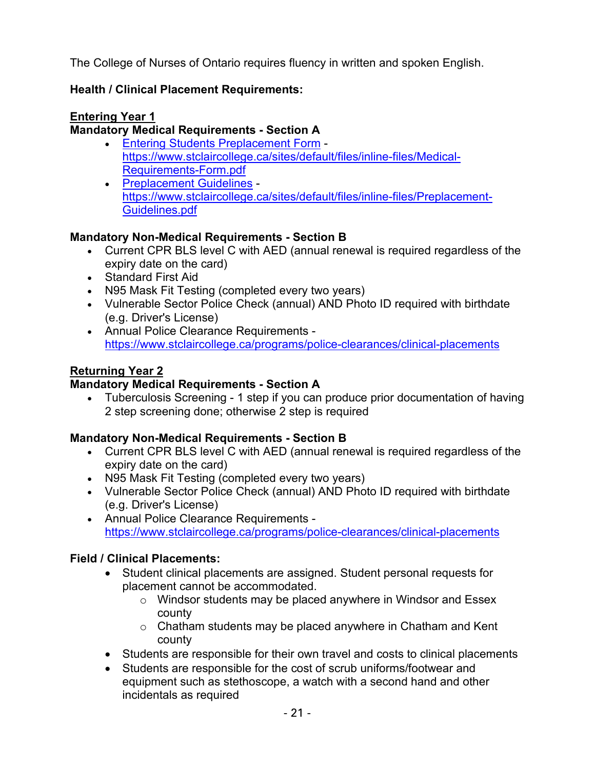The College of Nurses of Ontario requires fluency in written and spoken English.

**Health / Clinical Placement Requirements:**

**Entering Year 1**

**Mandatory Medical Requirements - Section A**

- [Entering Students Preplacement Form](https://www.stclaircollege.ca/sites/default/files/inline-files/Medical-Requirements-Form.pdf) - https://www.stclaircollege.ca/sites/default/files/inline-files/Medical-Requirements-Form.pdf
- [Preplacement Guidelines](https://www.stclaircollege.ca/sites/default/files/inline-files/Preplacement-Guidelines.pdf) - https://www.stclaircollege.ca/sites/default/files/inline-files/Preplacement-Guidelines.pdf

**Mandatory Non-Medical Requirements - Section B**

- Current CPR BLS level C with AED (annual renewal is required regardless of the expiry date on the card)
- Standard First Aid
- N95 Mask Fit Testing (completed every two years)
- Vulnerable Sector Police Check (annual) AND Photo ID required with birthdate (e.g. Driver's License)
- Annual Police Clearance Requirements - https://www.stclaircollege.ca/programs/police-clearances/clinical-placements

**Returning Year 2**

**Mandatory Medical Requirements - Section A**

- Tuberculosis Screening - 1 step if you can produce prior documentation of having 2 step screening done; otherwise 2 step is required

**Mandatory Non-Medical Requirements - Section B**

- Current CPR BLS level C with AED (annual renewal is required regardless of the expiry date on the card)
- N95 Mask Fit Testing (completed every two years)
- Vulnerable Sector Police Check (annual) AND Photo ID required with birthdate (e.g. Driver's License)
- Annual Police Clearance Requirements - https://www.stclaircollege.ca/programs/police-clearances/clinical-placements

**Field / Clinical Placements:**

- Student clinical placements are assigned. Student personal requests for placement cannot be accommodated.
  - Windsor students may be placed anywhere in Windsor and Essex county
  - Chatham students may be placed anywhere in Chatham and Kent county
- Students are responsible for their own travel and costs to clinical placements
- Students are responsible for the cost of scrub uniforms/footwear and equipment such as stethoscope, a watch with a second hand and other incidentals as required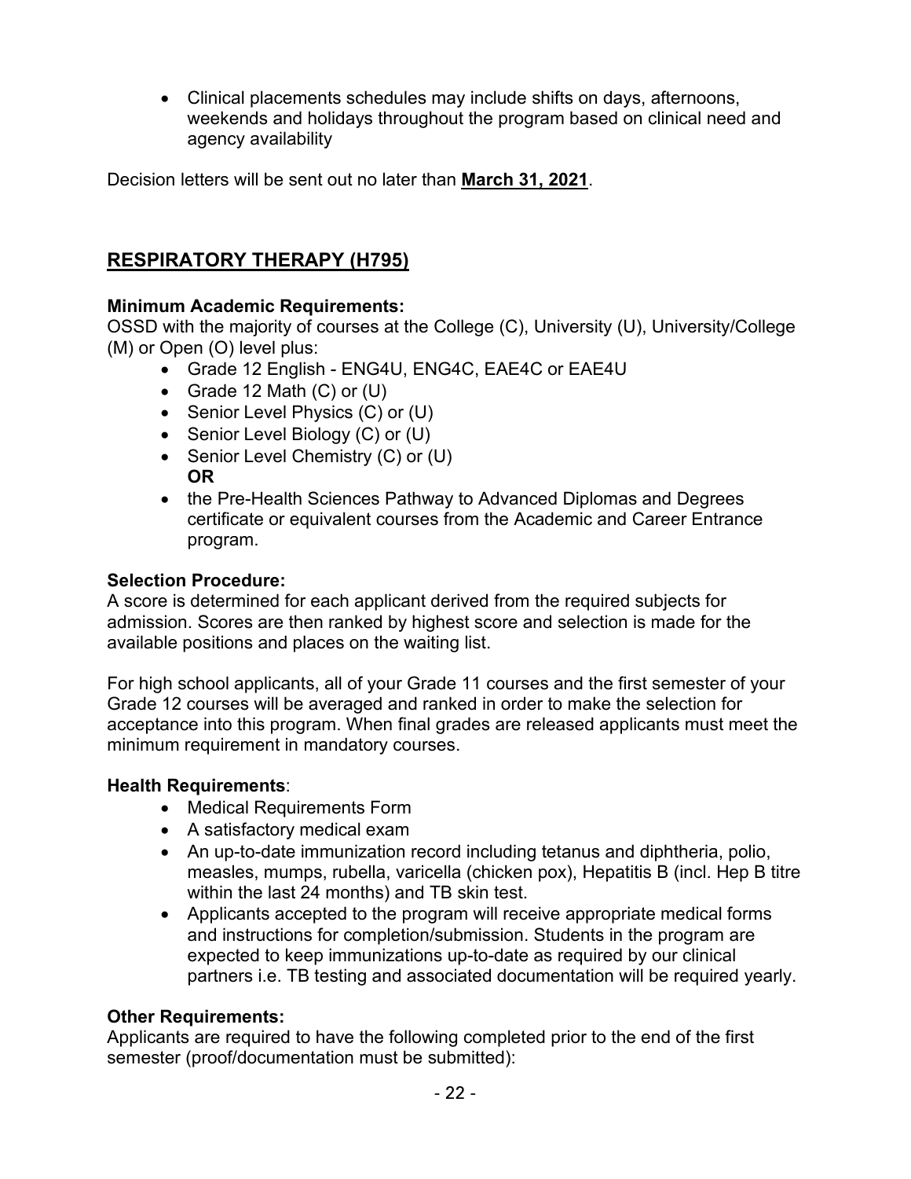- Clinical placements schedules may include shifts on days, afternoons, weekends and holidays throughout the program based on clinical need and agency availability

Decision letters will be sent out no later than **March 31, 2021**.

## RESPIRATORY THERAPY (H795)

**Minimum Academic Requirements:**
OSSD with the majority of courses at the College (C), University (U), University/College (M) or Open (O) level plus:

- Grade 12 English - ENG4U, ENG4C, EAE4C or EAE4U
- Grade 12 Math (C) or (U)
- Senior Level Physics (C) or (U)
- Senior Level Biology (C) or (U)
- Senior Level Chemistry (C) or (U)
  **OR**
- the Pre-Health Sciences Pathway to Advanced Diplomas and Degrees certificate or equivalent courses from the Academic and Career Entrance program.

**Selection Procedure:**
A score is determined for each applicant derived from the required subjects for admission. Scores are then ranked by highest score and selection is made for the available positions and places on the waiting list.

For high school applicants, all of your Grade 11 courses and the first semester of your Grade 12 courses will be averaged and ranked in order to make the selection for acceptance into this program. When final grades are released applicants must meet the minimum requirement in mandatory courses.

**Health Requirements**:

- Medical Requirements Form
- A satisfactory medical exam
- An up-to-date immunization record including tetanus and diphtheria, polio, measles, mumps, rubella, varicella (chicken pox), Hepatitis B (incl. Hep B titre within the last 24 months) and TB skin test.
- Applicants accepted to the program will receive appropriate medical forms and instructions for completion/submission. Students in the program are expected to keep immunizations up-to-date as required by our clinical partners i.e. TB testing and associated documentation will be required yearly.

**Other Requirements:**
Applicants are required to have the following completed prior to the end of the first semester (proof/documentation must be submitted):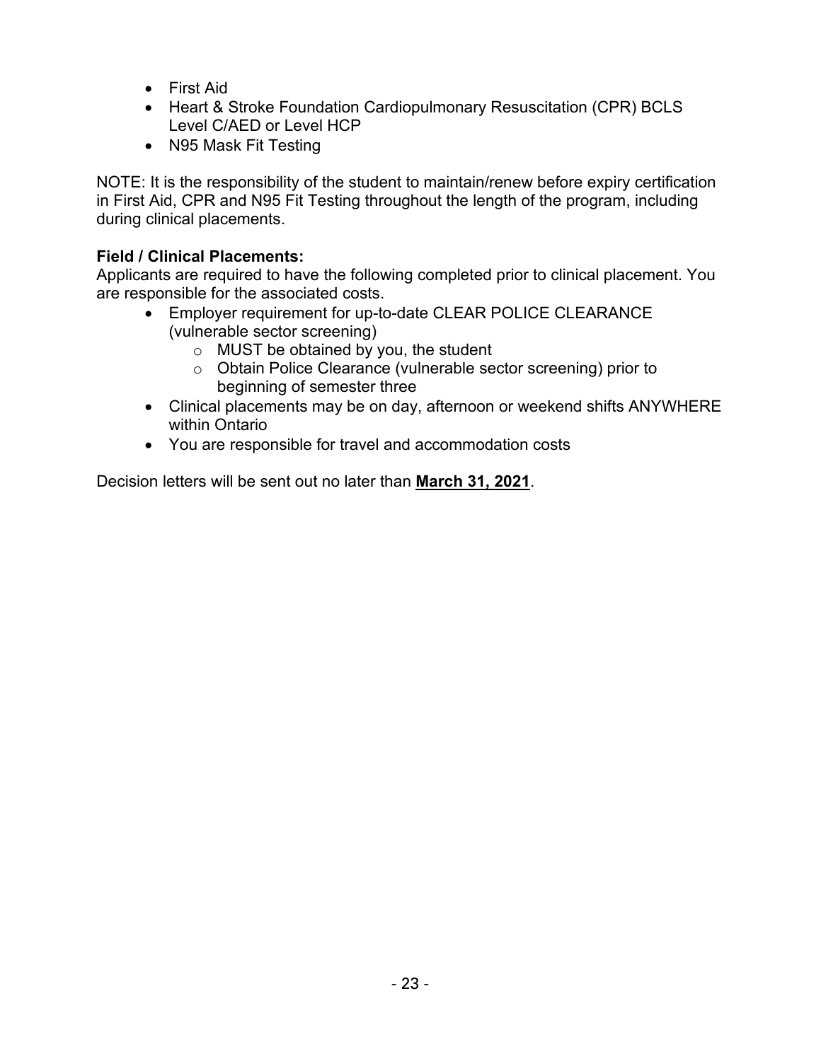- First Aid
- Heart & Stroke Foundation Cardiopulmonary Resuscitation (CPR) BCLS Level C/AED or Level HCP
- N95 Mask Fit Testing

NOTE: It is the responsibility of the student to maintain/renew before expiry certification in First Aid, CPR and N95 Fit Testing throughout the length of the program, including during clinical placements.

**Field / Clinical Placements:**
Applicants are required to have the following completed prior to clinical placement. You are responsible for the associated costs.

- Employer requirement for up-to-date CLEAR POLICE CLEARANCE (vulnerable sector screening)
    - MUST be obtained by you, the student
    - Obtain Police Clearance (vulnerable sector screening) prior to beginning of semester three
- Clinical placements may be on day, afternoon or weekend shifts ANYWHERE within Ontario
- You are responsible for travel and accommodation costs

Decision letters will be sent out no later than **March 31, 2021**.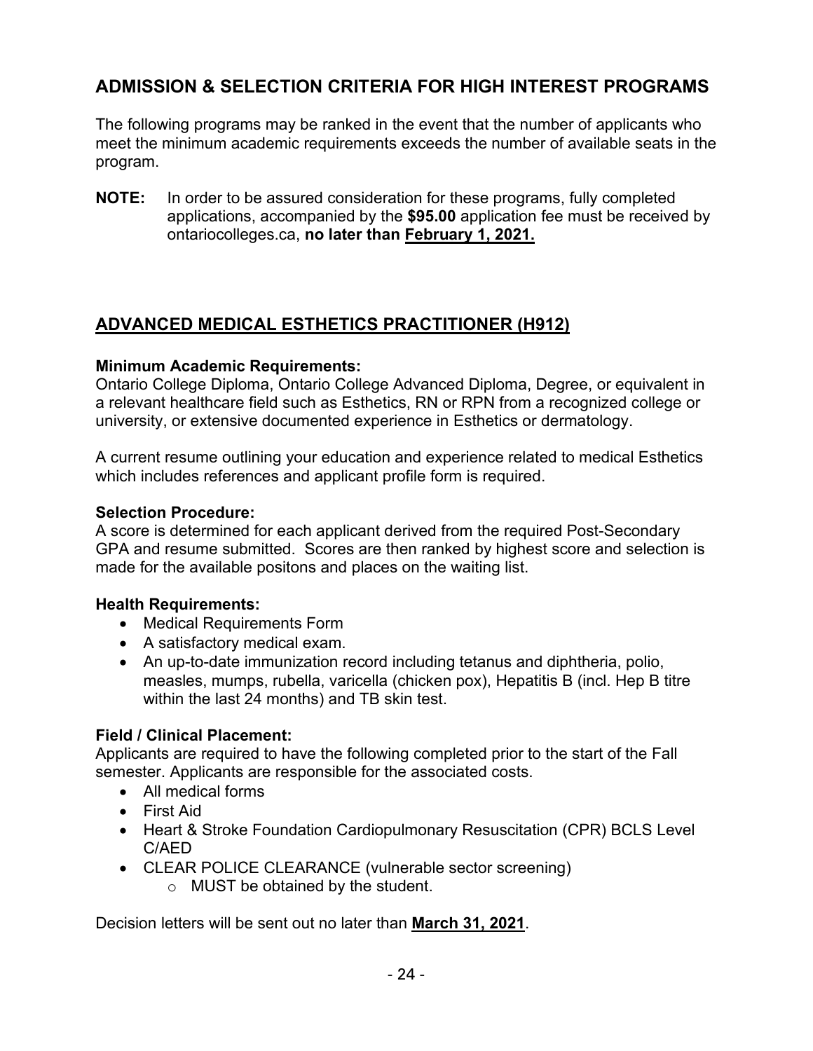## ADMISSION & SELECTION CRITERIA FOR HIGH INTEREST PROGRAMS

The following programs may be ranked in the event that the number of applicants who meet the minimum academic requirements exceeds the number of available seats in the program.

**NOTE:** In order to be assured consideration for these programs, fully completed applications, accompanied by the **$95.00** application fee must be received by ontariocolleges.ca, **no later than <u>February 1, 2021.</u>**

## <u>ADVANCED MEDICAL ESTHETICS PRACTITIONER (H912)</u>

**Minimum Academic Requirements:**
Ontario College Diploma, Ontario College Advanced Diploma, Degree, or equivalent in a relevant healthcare field such as Esthetics, RN or RPN from a recognized college or university, or extensive documented experience in Esthetics or dermatology.

A current resume outlining your education and experience related to medical Esthetics which includes references and applicant profile form is required.

**Selection Procedure:**
A score is determined for each applicant derived from the required Post-Secondary GPA and resume submitted. Scores are then ranked by highest score and selection is made for the available positons and places on the waiting list.

**Health Requirements:**

- Medical Requirements Form
- A satisfactory medical exam.
- An up-to-date immunization record including tetanus and diphtheria, polio, measles, mumps, rubella, varicella (chicken pox), Hepatitis B (incl. Hep B titre within the last 24 months) and TB skin test.

**Field / Clinical Placement:**
Applicants are required to have the following completed prior to the start of the Fall semester. Applicants are responsible for the associated costs.

- All medical forms
- First Aid
- Heart & Stroke Foundation Cardiopulmonary Resuscitation (CPR) BCLS Level C/AED
- CLEAR POLICE CLEARANCE (vulnerable sector screening)
  - MUST be obtained by the student.

Decision letters will be sent out no later than **<u>March 31, 2021</u>**.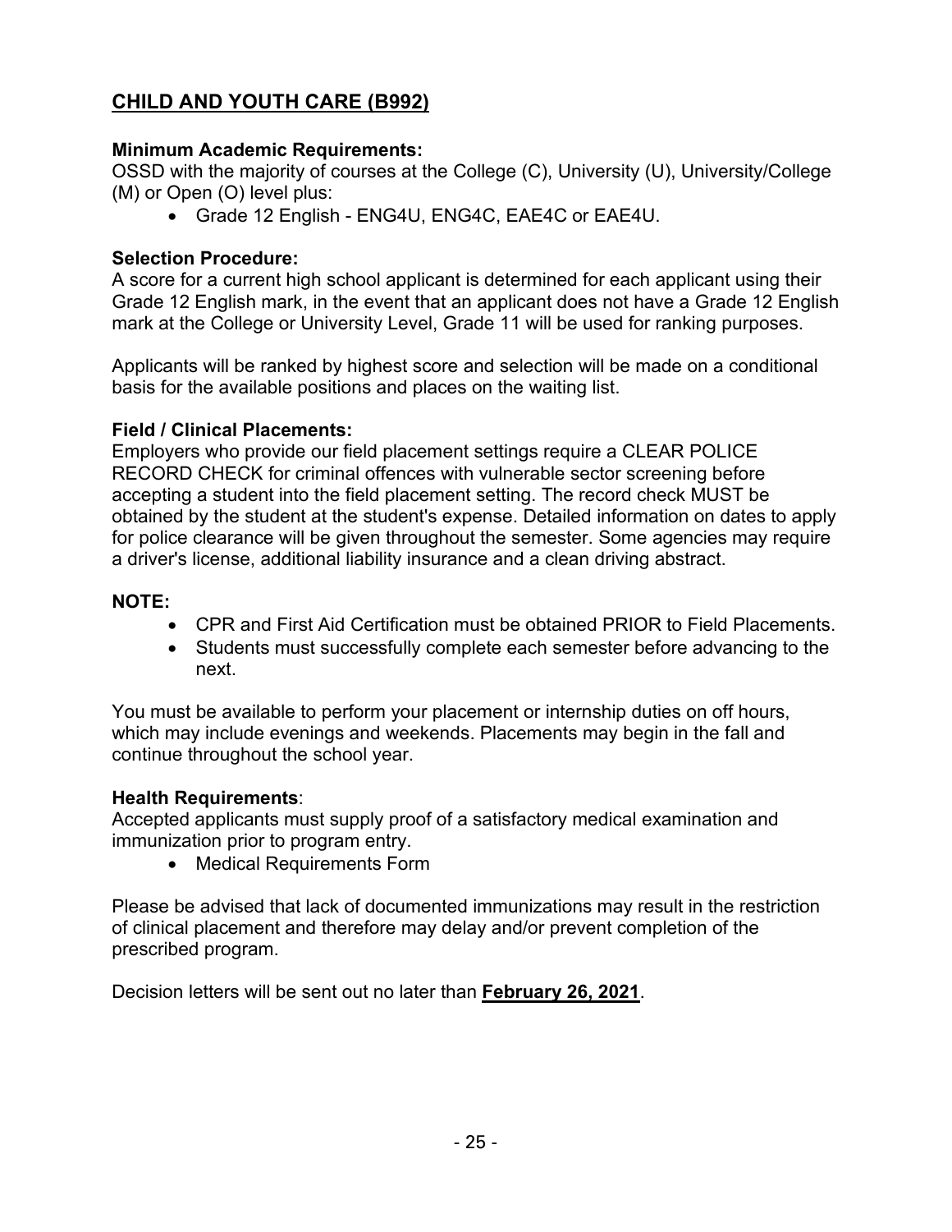## CHILD AND YOUTH CARE (B992)

**Minimum Academic Requirements:**
OSSD with the majority of courses at the College (C), University (U), University/College (M) or Open (O) level plus:

- Grade 12 English - ENG4U, ENG4C, EAE4C or EAE4U.

**Selection Procedure:**
A score for a current high school applicant is determined for each applicant using their Grade 12 English mark, in the event that an applicant does not have a Grade 12 English mark at the College or University Level, Grade 11 will be used for ranking purposes.

Applicants will be ranked by highest score and selection will be made on a conditional basis for the available positions and places on the waiting list.

**Field / Clinical Placements:**
Employers who provide our field placement settings require a CLEAR POLICE RECORD CHECK for criminal offences with vulnerable sector screening before accepting a student into the field placement setting. The record check MUST be obtained by the student at the student's expense. Detailed information on dates to apply for police clearance will be given throughout the semester. Some agencies may require a driver's license, additional liability insurance and a clean driving abstract.

**NOTE:**

- CPR and First Aid Certification must be obtained PRIOR to Field Placements.
- Students must successfully complete each semester before advancing to the next.

You must be available to perform your placement or internship duties on off hours, which may include evenings and weekends. Placements may begin in the fall and continue throughout the school year.

**Health Requirements**:
Accepted applicants must supply proof of a satisfactory medical examination and immunization prior to program entry.

- Medical Requirements Form

Please be advised that lack of documented immunizations may result in the restriction of clinical placement and therefore may delay and/or prevent completion of the prescribed program.

Decision letters will be sent out no later than **February 26, 2021**.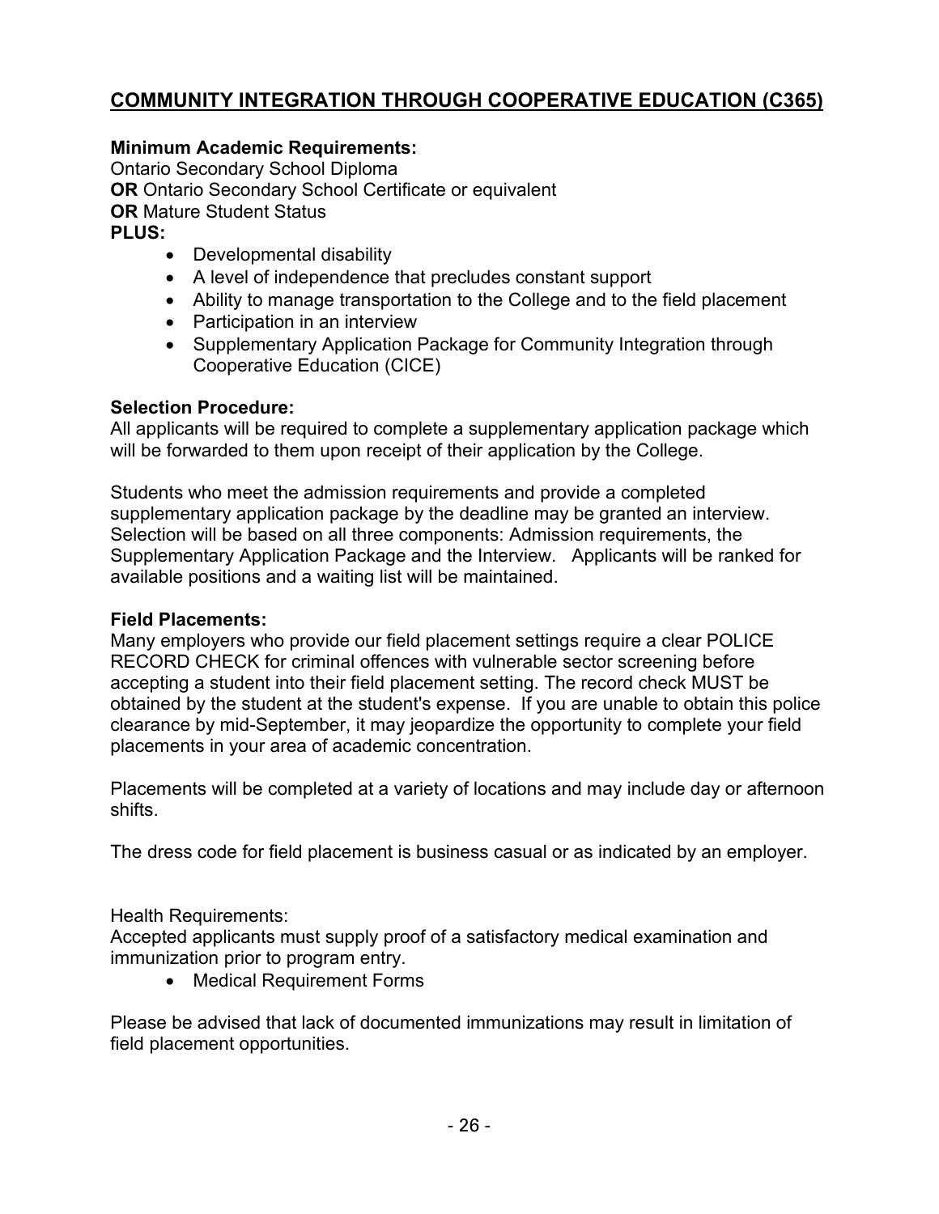## COMMUNITY INTEGRATION THROUGH COOPERATIVE EDUCATION (C365)

**Minimum Academic Requirements:**
Ontario Secondary School Diploma
**OR** Ontario Secondary School Certificate or equivalent
**OR** Mature Student Status
**PLUS:**

- Developmental disability
- A level of independence that precludes constant support
- Ability to manage transportation to the College and to the field placement
- Participation in an interview
- Supplementary Application Package for Community Integration through Cooperative Education (CICE)

**Selection Procedure:**
All applicants will be required to complete a supplementary application package which will be forwarded to them upon receipt of their application by the College.

Students who meet the admission requirements and provide a completed supplementary application package by the deadline may be granted an interview. Selection will be based on all three components: Admission requirements, the Supplementary Application Package and the Interview. Applicants will be ranked for available positions and a waiting list will be maintained.

**Field Placements:**
Many employers who provide our field placement settings require a clear POLICE RECORD CHECK for criminal offences with vulnerable sector screening before accepting a student into their field placement setting. The record check MUST be obtained by the student at the student's expense. If you are unable to obtain this police clearance by mid-September, it may jeopardize the opportunity to complete your field placements in your area of academic concentration.

Placements will be completed at a variety of locations and may include day or afternoon shifts.

The dress code for field placement is business casual or as indicated by an employer.

Health Requirements:
Accepted applicants must supply proof of a satisfactory medical examination and immunization prior to program entry.

- Medical Requirement Forms

Please be advised that lack of documented immunizations may result in limitation of field placement opportunities.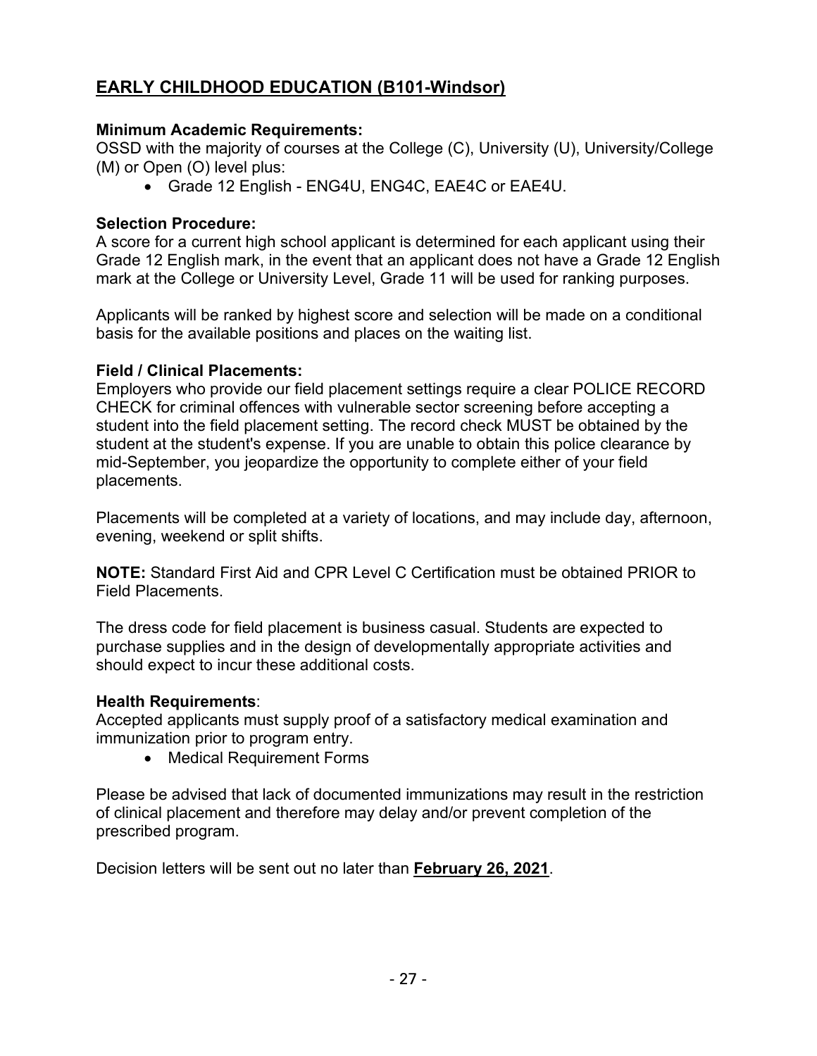## EARLY CHILDHOOD EDUCATION (B101-Windsor)

**Minimum Academic Requirements:**
OSSD with the majority of courses at the College (C), University (U), University/College (M) or Open (O) level plus:

- Grade 12 English - ENG4U, ENG4C, EAE4C or EAE4U.

**Selection Procedure:**
A score for a current high school applicant is determined for each applicant using their Grade 12 English mark, in the event that an applicant does not have a Grade 12 English mark at the College or University Level, Grade 11 will be used for ranking purposes.

Applicants will be ranked by highest score and selection will be made on a conditional basis for the available positions and places on the waiting list.

**Field / Clinical Placements:**
Employers who provide our field placement settings require a clear POLICE RECORD CHECK for criminal offences with vulnerable sector screening before accepting a student into the field placement setting. The record check MUST be obtained by the student at the student's expense. If you are unable to obtain this police clearance by mid-September, you jeopardize the opportunity to complete either of your field placements.

Placements will be completed at a variety of locations, and may include day, afternoon, evening, weekend or split shifts.

**NOTE:** Standard First Aid and CPR Level C Certification must be obtained PRIOR to Field Placements.

The dress code for field placement is business casual. Students are expected to purchase supplies and in the design of developmentally appropriate activities and should expect to incur these additional costs.

**Health Requirements**:
Accepted applicants must supply proof of a satisfactory medical examination and immunization prior to program entry.

- Medical Requirement Forms

Please be advised that lack of documented immunizations may result in the restriction of clinical placement and therefore may delay and/or prevent completion of the prescribed program.

Decision letters will be sent out no later than **February 26, 2021**.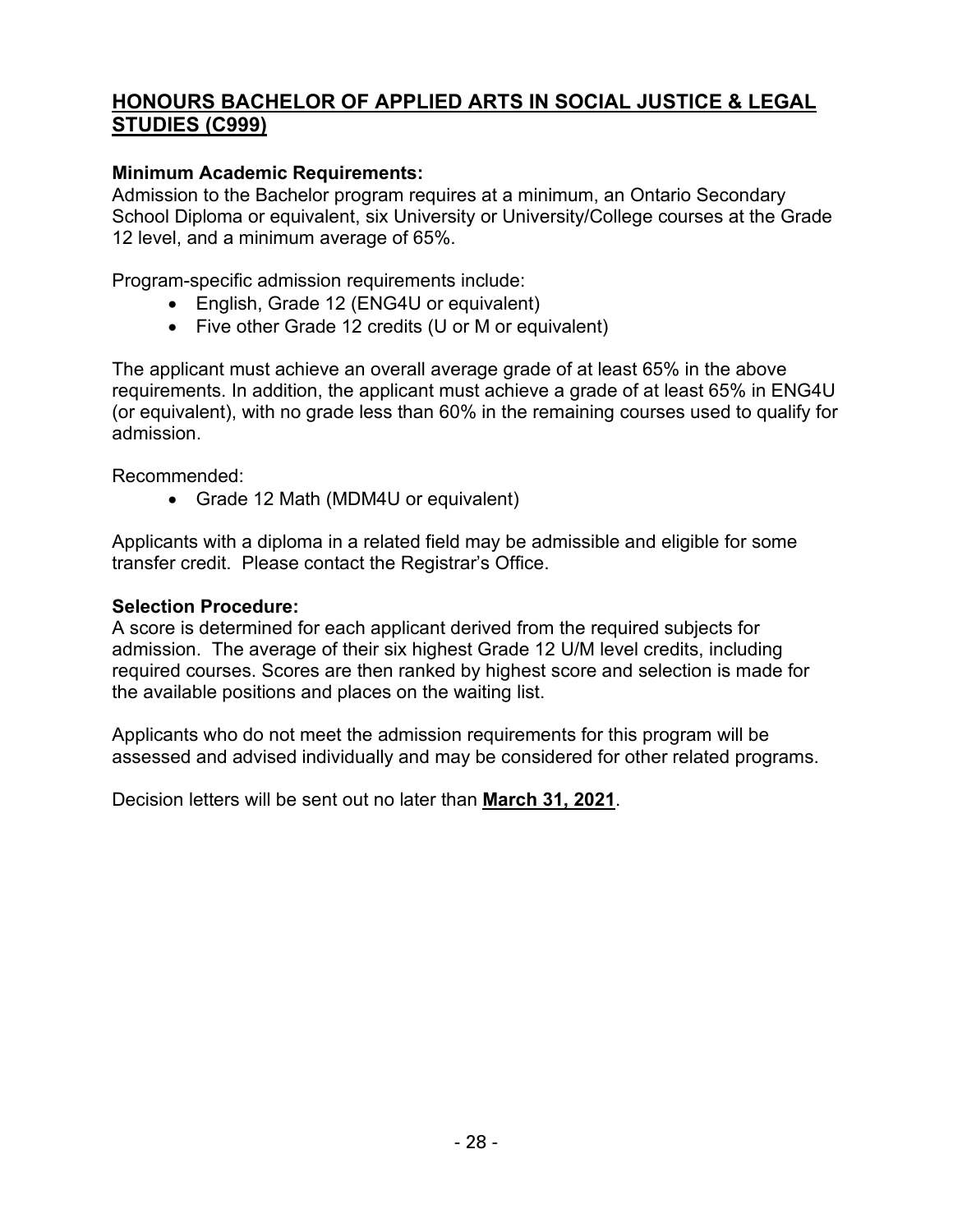## HONOURS BACHELOR OF APPLIED ARTS IN SOCIAL JUSTICE & LEGAL STUDIES (C999)

**Minimum Academic Requirements:**
Admission to the Bachelor program requires at a minimum, an Ontario Secondary School Diploma or equivalent, six University or University/College courses at the Grade 12 level, and a minimum average of 65%.

Program-specific admission requirements include:

- English, Grade 12 (ENG4U or equivalent)
- Five other Grade 12 credits (U or M or equivalent)

The applicant must achieve an overall average grade of at least 65% in the above requirements. In addition, the applicant must achieve a grade of at least 65% in ENG4U (or equivalent), with no grade less than 60% in the remaining courses used to qualify for admission.

Recommended:

- Grade 12 Math (MDM4U or equivalent)

Applicants with a diploma in a related field may be admissible and eligible for some transfer credit. Please contact the Registrar's Office.

**Selection Procedure:**
A score is determined for each applicant derived from the required subjects for admission. The average of their six highest Grade 12 U/M level credits, including required courses. Scores are then ranked by highest score and selection is made for the available positions and places on the waiting list.

Applicants who do not meet the admission requirements for this program will be assessed and advised individually and may be considered for other related programs.

Decision letters will be sent out no later than **March 31, 2021**.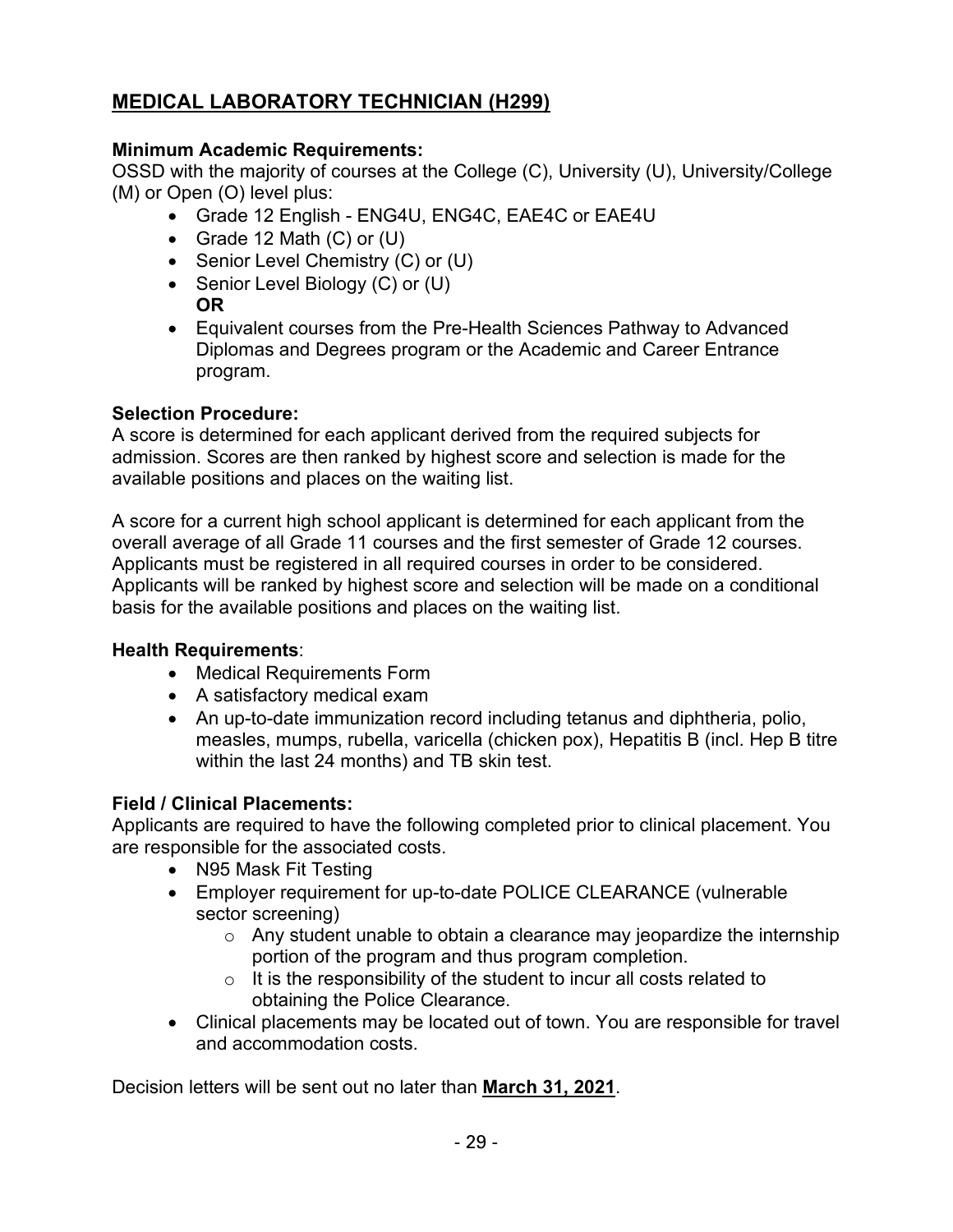## MEDICAL LABORATORY TECHNICIAN (H299)

**Minimum Academic Requirements:**
OSSD with the majority of courses at the College (C), University (U), University/College (M) or Open (O) level plus:

- Grade 12 English - ENG4U, ENG4C, EAE4C or EAE4U
- Grade 12 Math (C) or (U)
- Senior Level Chemistry (C) or (U)
- Senior Level Biology (C) or (U)
  **OR**
- Equivalent courses from the Pre-Health Sciences Pathway to Advanced Diplomas and Degrees program or the Academic and Career Entrance program.

**Selection Procedure:**
A score is determined for each applicant derived from the required subjects for admission. Scores are then ranked by highest score and selection is made for the available positions and places on the waiting list.

A score for a current high school applicant is determined for each applicant from the overall average of all Grade 11 courses and the first semester of Grade 12 courses. Applicants must be registered in all required courses in order to be considered. Applicants will be ranked by highest score and selection will be made on a conditional basis for the available positions and places on the waiting list.

**Health Requirements**:

- Medical Requirements Form
- A satisfactory medical exam
- An up-to-date immunization record including tetanus and diphtheria, polio, measles, mumps, rubella, varicella (chicken pox), Hepatitis B (incl. Hep B titre within the last 24 months) and TB skin test.

**Field / Clinical Placements:**
Applicants are required to have the following completed prior to clinical placement. You are responsible for the associated costs.

- N95 Mask Fit Testing
- Employer requirement for up-to-date POLICE CLEARANCE (vulnerable sector screening)
  - Any student unable to obtain a clearance may jeopardize the internship portion of the program and thus program completion.
  - It is the responsibility of the student to incur all costs related to obtaining the Police Clearance.
- Clinical placements may be located out of town. You are responsible for travel and accommodation costs.

Decision letters will be sent out no later than **March 31, 2021**.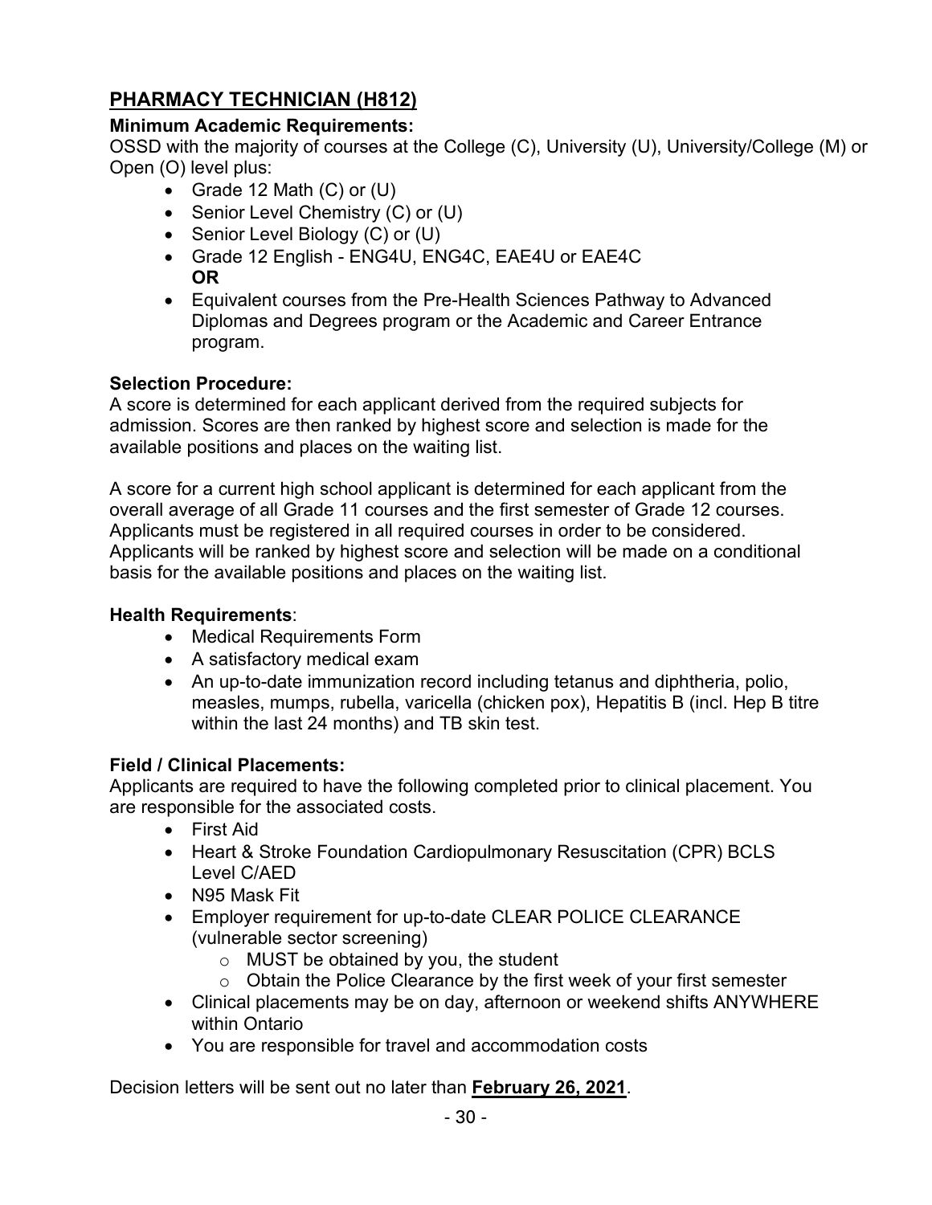## PHARMACY TECHNICIAN (H812)

**Minimum Academic Requirements:**

OSSD with the majority of courses at the College (C), University (U), University/College (M) or Open (O) level plus:

- Grade 12 Math (C) or (U)
- Senior Level Chemistry (C) or (U)
- Senior Level Biology (C) or (U)
- Grade 12 English - ENG4U, ENG4C, EAE4U or EAE4C  
  **OR**
- Equivalent courses from the Pre-Health Sciences Pathway to Advanced Diplomas and Degrees program or the Academic and Career Entrance program.

**Selection Procedure:**

A score is determined for each applicant derived from the required subjects for admission. Scores are then ranked by highest score and selection is made for the available positions and places on the waiting list.

A score for a current high school applicant is determined for each applicant from the overall average of all Grade 11 courses and the first semester of Grade 12 courses. Applicants must be registered in all required courses in order to be considered. Applicants will be ranked by highest score and selection will be made on a conditional basis for the available positions and places on the waiting list.

**Health Requirements**:

- Medical Requirements Form
- A satisfactory medical exam
- An up-to-date immunization record including tetanus and diphtheria, polio, measles, mumps, rubella, varicella (chicken pox), Hepatitis B (incl. Hep B titre within the last 24 months) and TB skin test.

**Field / Clinical Placements:**

Applicants are required to have the following completed prior to clinical placement. You are responsible for the associated costs.

- First Aid
- Heart & Stroke Foundation Cardiopulmonary Resuscitation (CPR) BCLS Level C/AED
- N95 Mask Fit
- Employer requirement for up-to-date CLEAR POLICE CLEARANCE (vulnerable sector screening)
  - MUST be obtained by you, the student
  - Obtain the Police Clearance by the first week of your first semester
- Clinical placements may be on day, afternoon or weekend shifts ANYWHERE within Ontario
- You are responsible for travel and accommodation costs

Decision letters will be sent out no later than **February 26, 2021**.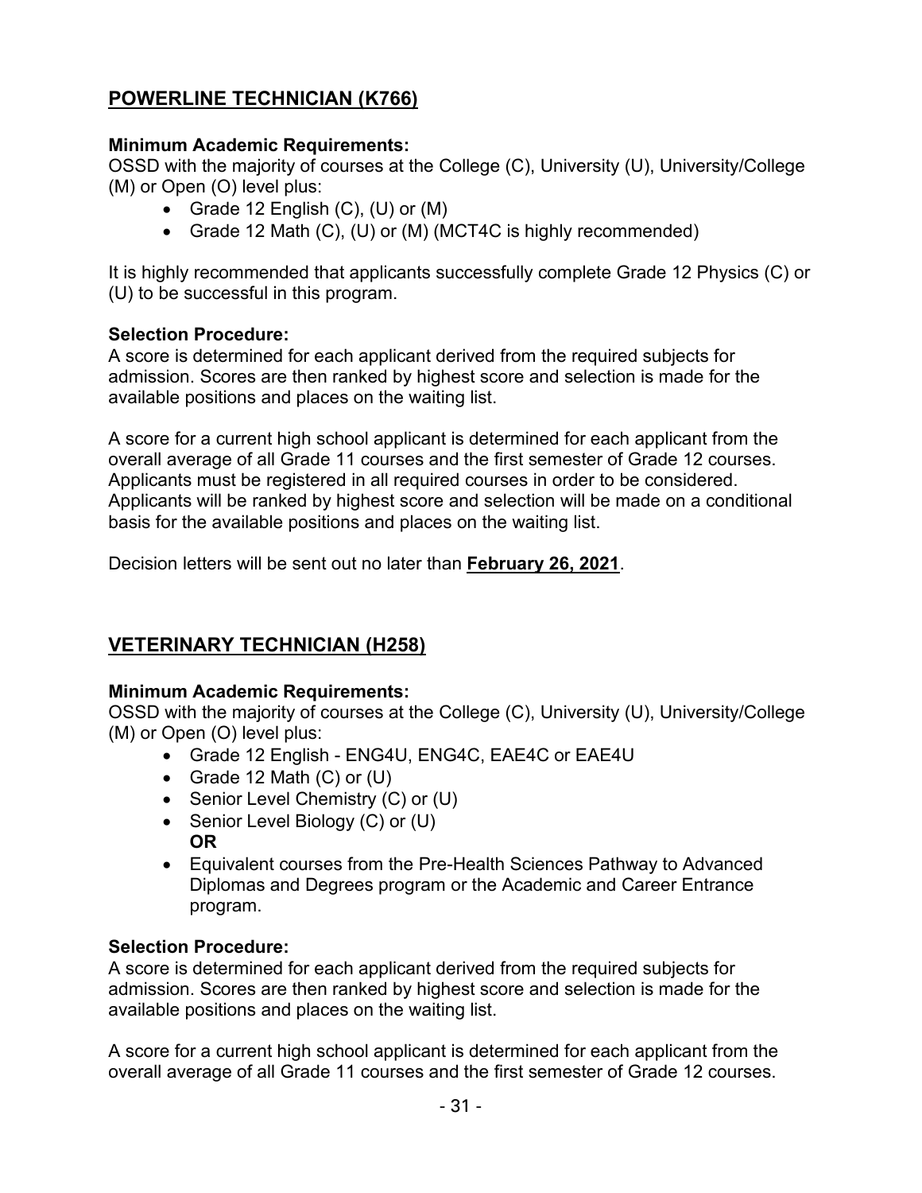## POWERLINE TECHNICIAN (K766)

**Minimum Academic Requirements:**
OSSD with the majority of courses at the College (C), University (U), University/College (M) or Open (O) level plus:

- Grade 12 English (C), (U) or (M)
- Grade 12 Math (C), (U) or (M) (MCT4C is highly recommended)

It is highly recommended that applicants successfully complete Grade 12 Physics (C) or (U) to be successful in this program.

**Selection Procedure:**
A score is determined for each applicant derived from the required subjects for admission. Scores are then ranked by highest score and selection is made for the available positions and places on the waiting list.

A score for a current high school applicant is determined for each applicant from the overall average of all Grade 11 courses and the first semester of Grade 12 courses. Applicants must be registered in all required courses in order to be considered. Applicants will be ranked by highest score and selection will be made on a conditional basis for the available positions and places on the waiting list.

Decision letters will be sent out no later than **February 26, 2021**.

## VETERINARY TECHNICIAN (H258)

**Minimum Academic Requirements:**
OSSD with the majority of courses at the College (C), University (U), University/College (M) or Open (O) level plus:

- Grade 12 English - ENG4U, ENG4C, EAE4C or EAE4U
- Grade 12 Math (C) or (U)
- Senior Level Chemistry (C) or (U)
- Senior Level Biology (C) or (U)
  **OR**
- Equivalent courses from the Pre-Health Sciences Pathway to Advanced Diplomas and Degrees program or the Academic and Career Entrance program.

**Selection Procedure:**
A score is determined for each applicant derived from the required subjects for admission. Scores are then ranked by highest score and selection is made for the available positions and places on the waiting list.

A score for a current high school applicant is determined for each applicant from the overall average of all Grade 11 courses and the first semester of Grade 12 courses.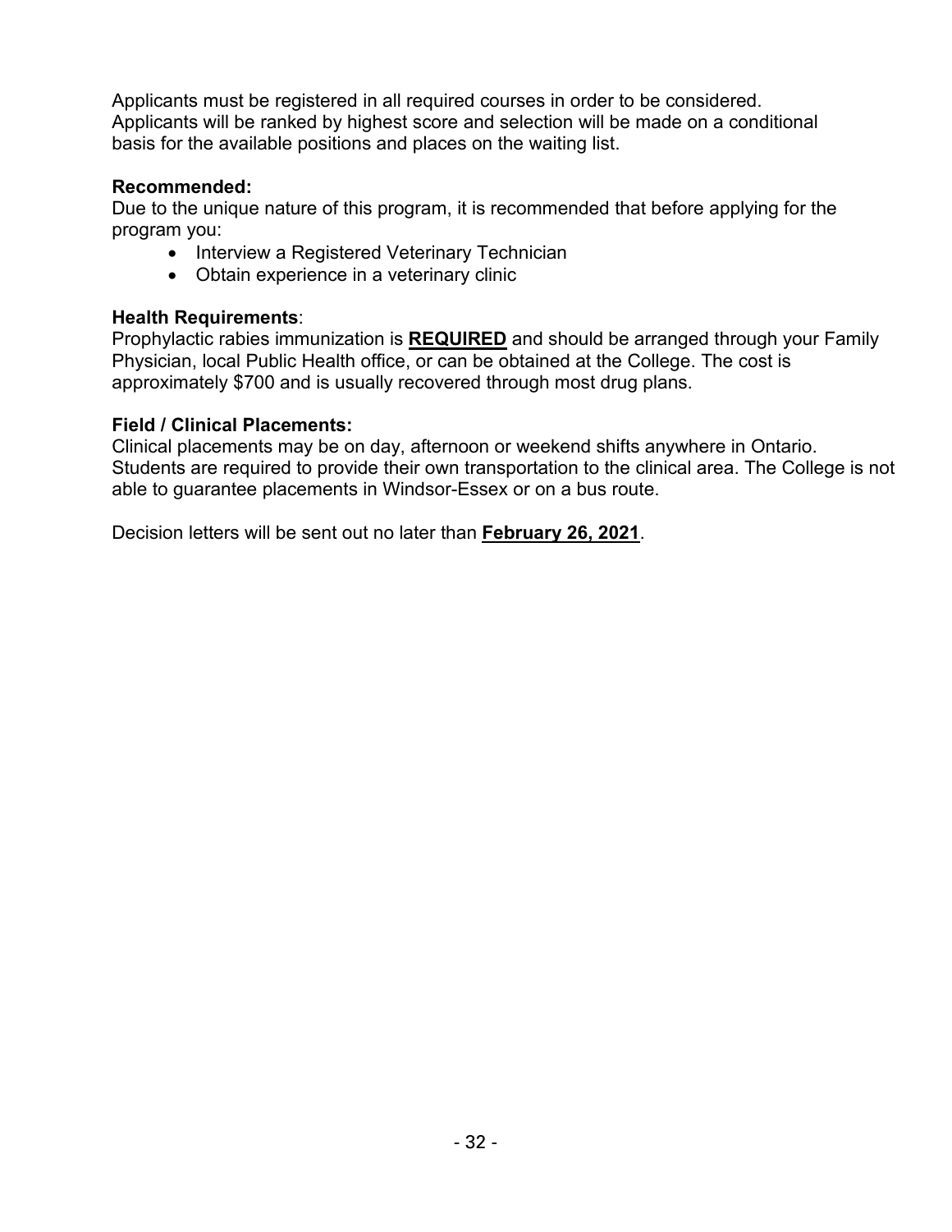Applicants must be registered in all required courses in order to be considered. Applicants will be ranked by highest score and selection will be made on a conditional basis for the available positions and places on the waiting list.

**Recommended:**
Due to the unique nature of this program, it is recommended that before applying for the program you:

- Interview a Registered Veterinary Technician
- Obtain experience in a veterinary clinic

**Health Requirements**:
Prophylactic rabies immunization is **<u>REQUIRED</u>** and should be arranged through your Family Physician, local Public Health office, or can be obtained at the College. The cost is approximately $700 and is usually recovered through most drug plans.

**Field / Clinical Placements:**
Clinical placements may be on day, afternoon or weekend shifts anywhere in Ontario. Students are required to provide their own transportation to the clinical area. The College is not able to guarantee placements in Windsor-Essex or on a bus route.

Decision letters will be sent out no later than **<u>February 26, 2021</u>**.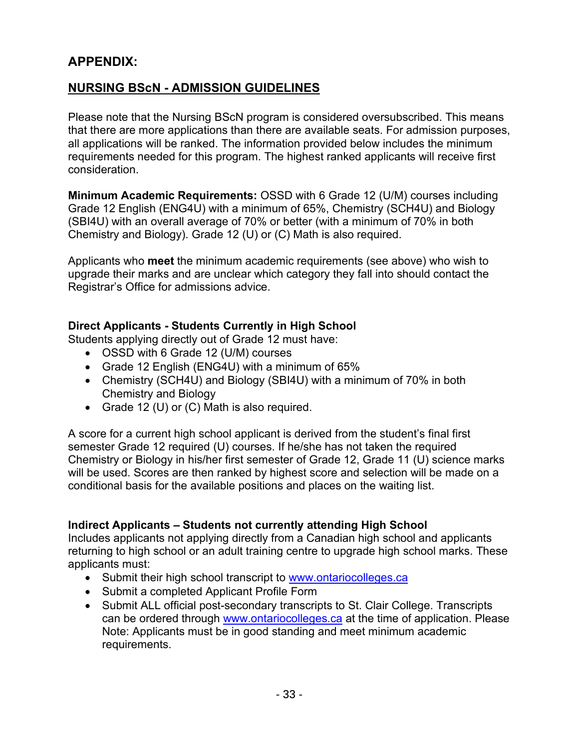# APPENDIX:

## NURSING BScN - ADMISSION GUIDELINES

Please note that the Nursing BScN program is considered oversubscribed. This means that there are more applications than there are available seats. For admission purposes, all applications will be ranked. The information provided below includes the minimum requirements needed for this program. The highest ranked applicants will receive first consideration.

**Minimum Academic Requirements:** OSSD with 6 Grade 12 (U/M) courses including Grade 12 English (ENG4U) with a minimum of 65%, Chemistry (SCH4U) and Biology (SBI4U) with an overall average of 70% or better (with a minimum of 70% in both Chemistry and Biology). Grade 12 (U) or (C) Math is also required.

Applicants who **meet** the minimum academic requirements (see above) who wish to upgrade their marks and are unclear which category they fall into should contact the Registrar's Office for admissions advice.

### Direct Applicants - Students Currently in High School

Students applying directly out of Grade 12 must have:

- OSSD with 6 Grade 12 (U/M) courses
- Grade 12 English (ENG4U) with a minimum of 65%
- Chemistry (SCH4U) and Biology (SBI4U) with a minimum of 70% in both Chemistry and Biology
- Grade 12 (U) or (C) Math is also required.

A score for a current high school applicant is derived from the student's final first semester Grade 12 required (U) courses. If he/she has not taken the required Chemistry or Biology in his/her first semester of Grade 12, Grade 11 (U) science marks will be used. Scores are then ranked by highest score and selection will be made on a conditional basis for the available positions and places on the waiting list.

### Indirect Applicants – Students not currently attending High School

Includes applicants not applying directly from a Canadian high school and applicants returning to high school or an adult training centre to upgrade high school marks. These applicants must:

- Submit their high school transcript to www.ontariocolleges.ca
- Submit a completed Applicant Profile Form
- Submit ALL official post-secondary transcripts to St. Clair College. Transcripts can be ordered through www.ontariocolleges.ca at the time of application. Please Note: Applicants must be in good standing and meet minimum academic requirements.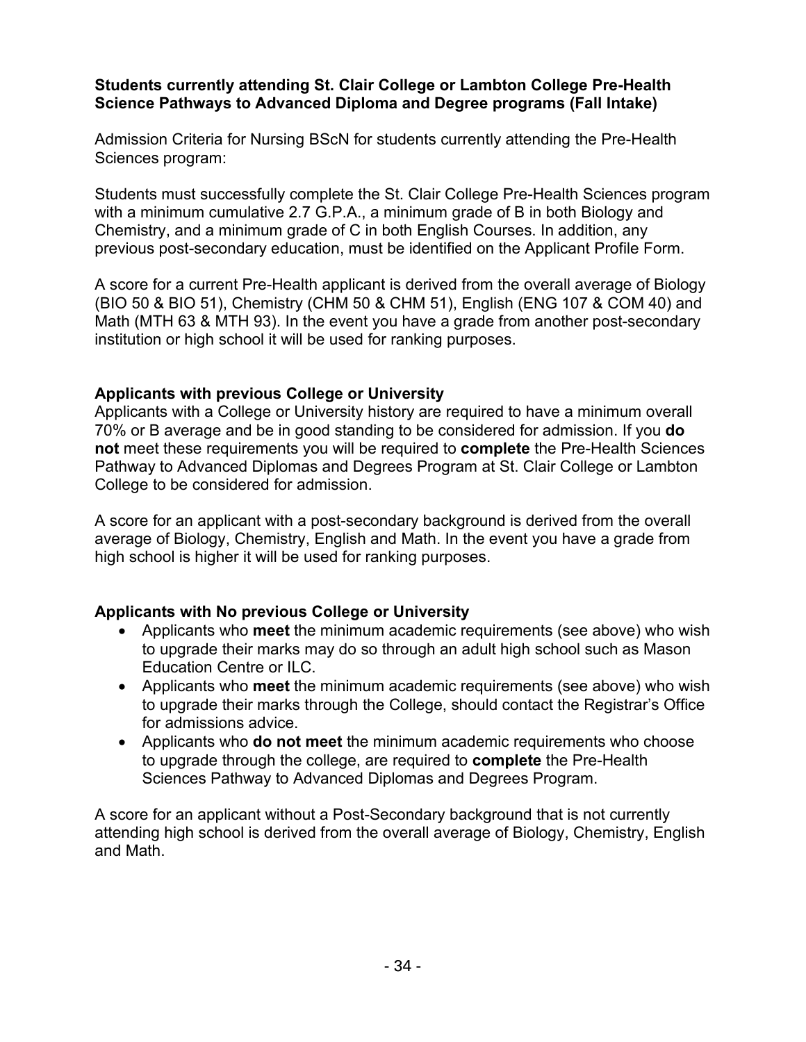**Students currently attending St. Clair College or Lambton College Pre-Health Science Pathways to Advanced Diploma and Degree programs (Fall Intake)**

Admission Criteria for Nursing BScN for students currently attending the Pre-Health Sciences program:

Students must successfully complete the St. Clair College Pre-Health Sciences program with a minimum cumulative 2.7 G.P.A., a minimum grade of B in both Biology and Chemistry, and a minimum grade of C in both English Courses. In addition, any previous post-secondary education, must be identified on the Applicant Profile Form.

A score for a current Pre-Health applicant is derived from the overall average of Biology (BIO 50 & BIO 51), Chemistry (CHM 50 & CHM 51), English (ENG 107 & COM 40) and Math (MTH 63 & MTH 93). In the event you have a grade from another post-secondary institution or high school it will be used for ranking purposes.

**Applicants with previous College or University**

Applicants with a College or University history are required to have a minimum overall 70% or B average and be in good standing to be considered for admission. If you **do not** meet these requirements you will be required to **complete** the Pre-Health Sciences Pathway to Advanced Diplomas and Degrees Program at St. Clair College or Lambton College to be considered for admission.

A score for an applicant with a post-secondary background is derived from the overall average of Biology, Chemistry, English and Math. In the event you have a grade from high school is higher it will be used for ranking purposes.

**Applicants with No previous College or University**

- Applicants who **meet** the minimum academic requirements (see above) who wish to upgrade their marks may do so through an adult high school such as Mason Education Centre or ILC.
- Applicants who **meet** the minimum academic requirements (see above) who wish to upgrade their marks through the College, should contact the Registrar's Office for admissions advice.
- Applicants who **do not meet** the minimum academic requirements who choose to upgrade through the college, are required to **complete** the Pre-Health Sciences Pathway to Advanced Diplomas and Degrees Program.

A score for an applicant without a Post-Secondary background that is not currently attending high school is derived from the overall average of Biology, Chemistry, English and Math.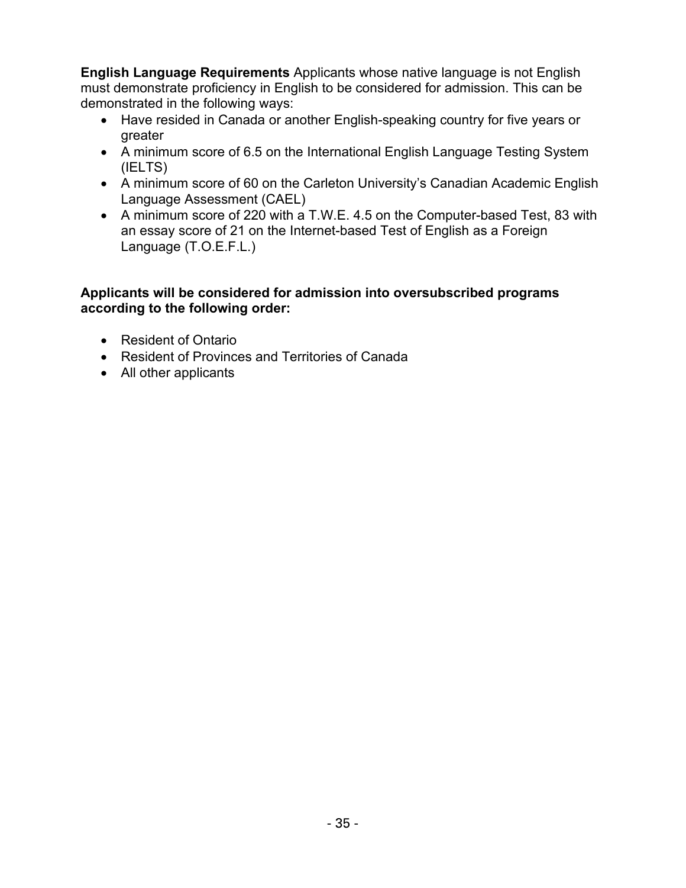**English Language Requirements** Applicants whose native language is not English must demonstrate proficiency in English to be considered for admission. This can be demonstrated in the following ways:

- Have resided in Canada or another English-speaking country for five years or greater
- A minimum score of 6.5 on the International English Language Testing System (IELTS)
- A minimum score of 60 on the Carleton University's Canadian Academic English Language Assessment (CAEL)
- A minimum score of 220 with a T.W.E. 4.5 on the Computer-based Test, 83 with an essay score of 21 on the Internet-based Test of English as a Foreign Language (T.O.E.F.L.)

**Applicants will be considered for admission into oversubscribed programs according to the following order:**

- Resident of Ontario
- Resident of Provinces and Territories of Canada
- All other applicants